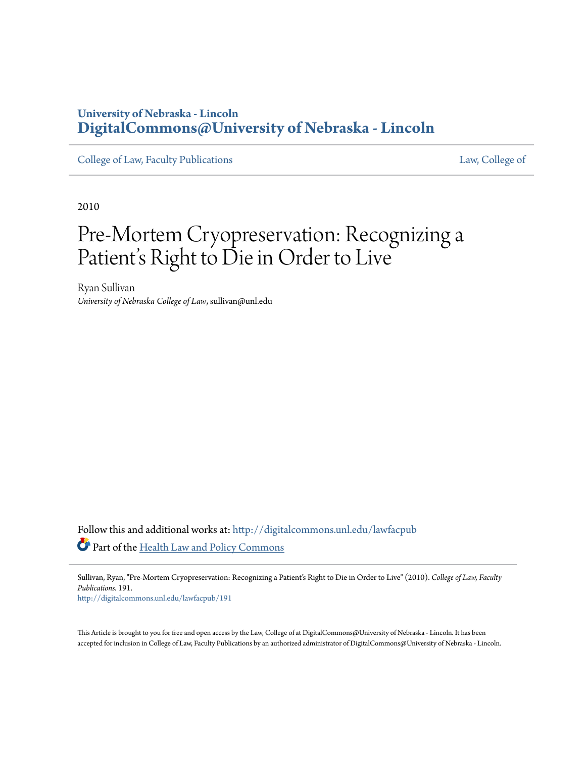University of Nebraska - Lincoln
**DigitalCommons@University of Nebraska - Lincoln**

College of Law, Faculty Publications | Law, College of

2010

# Pre-Mortem Cryopreservation: Recognizing a Patient's Right to Die in Order to Live

Ryan Sullivan
*University of Nebraska College of Law*, sullivan@unl.edu

Follow this and additional works at: http://digitalcommons.unl.edu/lawfacpub

Part of the Health Law and Policy Commons

Sullivan, Ryan, "Pre-Mortem Cryopreservation: Recognizing a Patient's Right to Die in Order to Live" (2010). *College of Law, Faculty Publications*. 191.
http://digitalcommons.unl.edu/lawfacpub/191

This Article is brought to you for free and open access by the Law, College of at DigitalCommons@University of Nebraska - Lincoln. It has been accepted for inclusion in College of Law, Faculty Publications by an authorized administrator of DigitalCommons@University of Nebraska - Lincoln.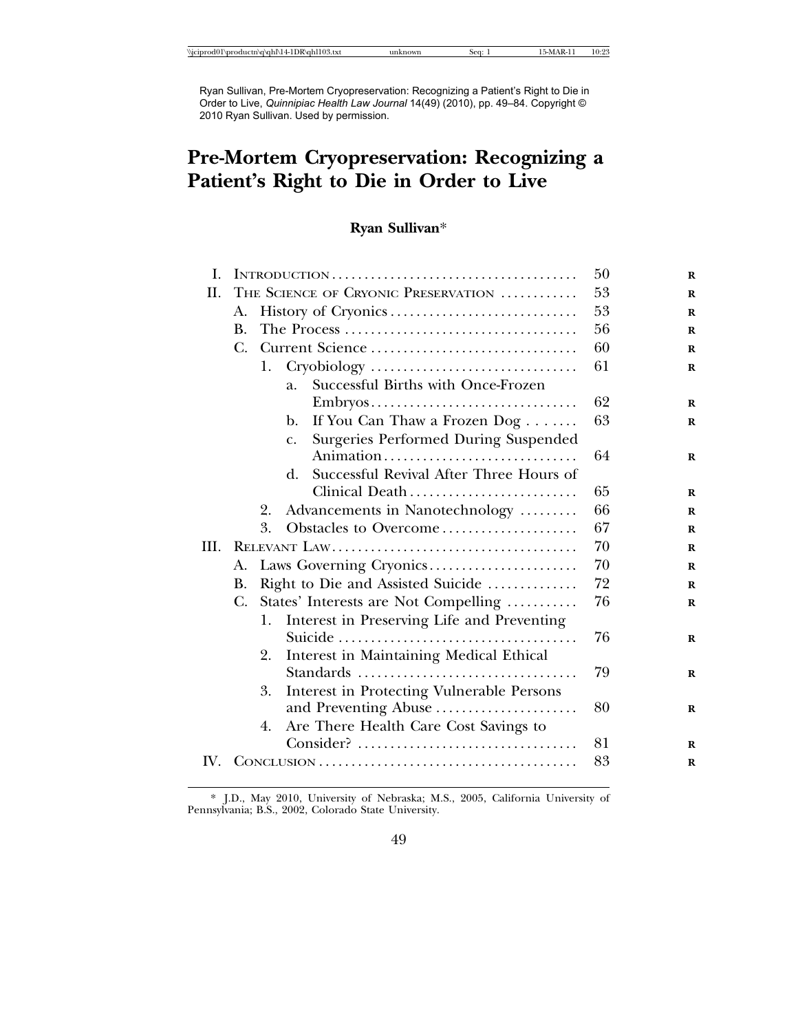Ryan Sullivan, Pre-Mortem Cryopreservation: Recognizing a Patient's Right to Die in Order to Live, *Quinnipiac Health Law Journal* 14(49) (2010), pp. 49–84. Copyright © 2010 Ryan Sullivan. Used by permission.

# Pre-Mortem Cryopreservation: Recognizing a Patient's Right to Die in Order to Live

**Ryan Sullivan***

| | | |
|---|---|---|
| I. | Introduction | 50 |
| II. | The Science of Cryonic Preservation | 53 |
| | A. History of Cryonics | 53 |
| | B. The Process | 56 |
| | C. Current Science | 60 |
| | 1. Cryobiology | 61 |
| | a. Successful Births with Once-Frozen Embryos | 62 |
| | b. If You Can Thaw a Frozen Dog | 63 |
| | c. Surgeries Performed During Suspended Animation | 64 |
| | d. Successful Revival After Three Hours of Clinical Death | 65 |
| | 2. Advancements in Nanotechnology | 66 |
| | 3. Obstacles to Overcome | 67 |
| III. | Relevant Law | 70 |
| | A. Laws Governing Cryonics | 70 |
| | B. Right to Die and Assisted Suicide | 72 |
| | C. States' Interests are Not Compelling | 76 |
| | 1. Interest in Preserving Life and Preventing Suicide | 76 |
| | 2. Interest in Maintaining Medical Ethical Standards | 79 |
| | 3. Interest in Protecting Vulnerable Persons and Preventing Abuse | 80 |
| | 4. Are There Health Care Cost Savings to Consider? | 81 |
| IV. | Conclusion | 83 |

\* J.D., May 2010, University of Nebraska; M.S., 2005, California University of Pennsylvania; B.S., 2002, Colorado State University.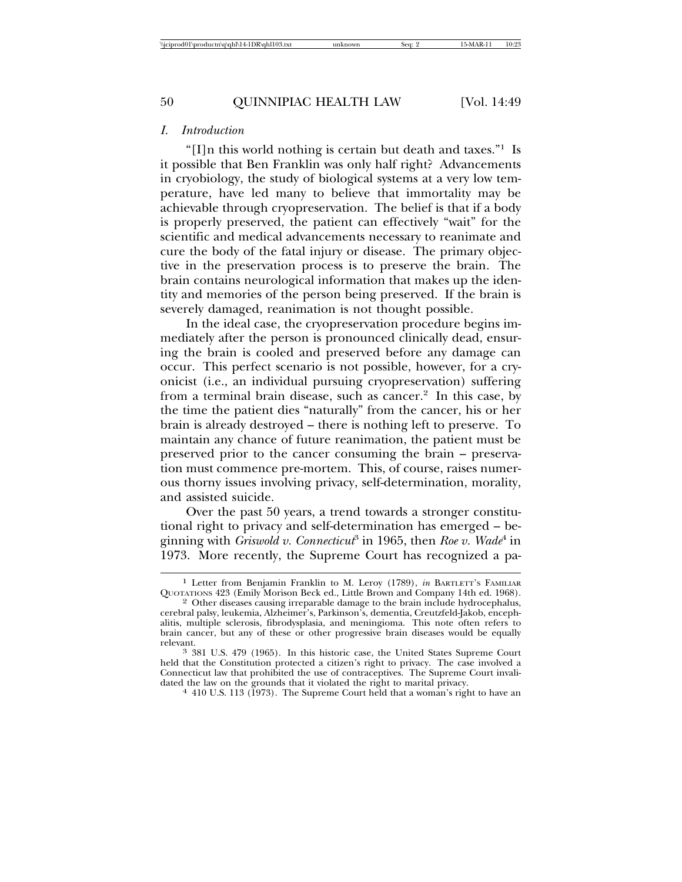## *I. Introduction*

"[I]n this world nothing is certain but death and taxes."[1] Is it possible that Ben Franklin was only half right? Advancements in cryobiology, the study of biological systems at a very low temperature, have led many to believe that immortality may be achievable through cryopreservation. The belief is that if a body is properly preserved, the patient can effectively "wait" for the scientific and medical advancements necessary to reanimate and cure the body of the fatal injury or disease. The primary objective in the preservation process is to preserve the brain. The brain contains neurological information that makes up the identity and memories of the person being preserved. If the brain is severely damaged, reanimation is not thought possible.

In the ideal case, the cryopreservation procedure begins immediately after the person is pronounced clinically dead, ensuring the brain is cooled and preserved before any damage can occur. This perfect scenario is not possible, however, for a cryonicist (i.e., an individual pursuing cryopreservation) suffering from a terminal brain disease, such as cancer.[2] In this case, by the time the patient dies "naturally" from the cancer, his or her brain is already destroyed – there is nothing left to preserve. To maintain any chance of future reanimation, the patient must be preserved prior to the cancer consuming the brain – preservation must commence pre-mortem. This, of course, raises numerous thorny issues involving privacy, self-determination, morality, and assisted suicide.

Over the past 50 years, a trend towards a stronger constitutional right to privacy and self-determination has emerged – beginning with *Griswold v. Connecticut*[3] in 1965, then *Roe v. Wade*[4] in 1973. More recently, the Supreme Court has recognized a pa-

---

[1] Letter from Benjamin Franklin to M. Leroy (1789), *in* BARTLETT'S FAMILIAR QUOTATIONS 423 (Emily Morison Beck ed., Little Brown and Company 14th ed. 1968).

[2] Other diseases causing irreparable damage to the brain include hydrocephalus, cerebral palsy, leukemia, Alzheimer's, Parkinson's, dementia, Creutzfeld-Jakob, encephalitis, multiple sclerosis, fibrodysplasia, and meningioma. This note often refers to brain cancer, but any of these or other progressive brain diseases would be equally relevant.

[3] 381 U.S. 479 (1965). In this historic case, the United States Supreme Court held that the Constitution protected a citizen's right to privacy. The case involved a Connecticut law that prohibited the use of contraceptives. The Supreme Court invalidated the law on the grounds that it violated the right to marital privacy.

[4] 410 U.S. 113 (1973). The Supreme Court held that a woman's right to have an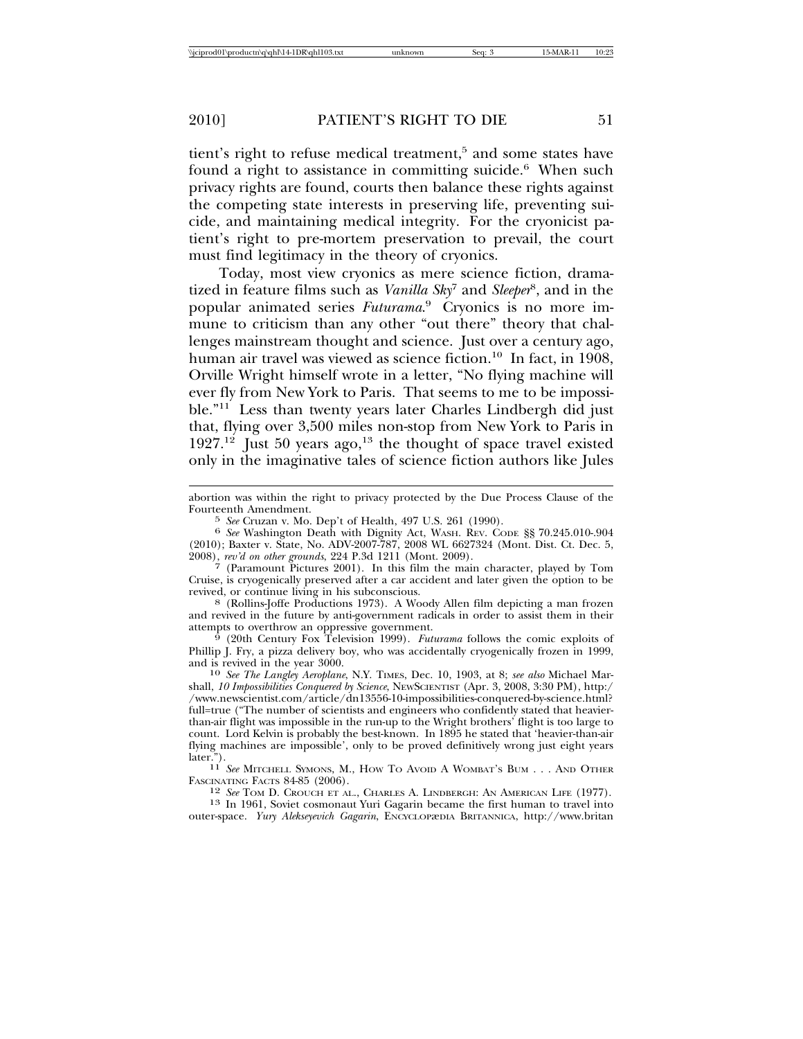tient's right to refuse medical treatment,[5] and some states have found a right to assistance in committing suicide.[6] When such privacy rights are found, courts then balance these rights against the competing state interests in preserving life, preventing suicide, and maintaining medical integrity. For the cryonicist patient's right to pre-mortem preservation to prevail, the court must find legitimacy in the theory of cryonics.

Today, most view cryonics as mere science fiction, dramatized in feature films such as *Vanilla Sky*[7] and *Sleeper*[8], and in the popular animated series *Futurama*.[9] Cryonics is no more immune to criticism than any other "out there" theory that challenges mainstream thought and science. Just over a century ago, human air travel was viewed as science fiction.[10] In fact, in 1908, Orville Wright himself wrote in a letter, "No flying machine will ever fly from New York to Paris. That seems to me to be impossible."[11] Less than twenty years later Charles Lindbergh did just that, flying over 3,500 miles non-stop from New York to Paris in 1927.[12] Just 50 years ago,[13] the thought of space travel existed only in the imaginative tales of science fiction authors like Jules

---

abortion was within the right to privacy protected by the Due Process Clause of the Fourteenth Amendment.

[5] *See* Cruzan v. Mo. Dep't of Health, 497 U.S. 261 (1990).

[6] *See* Washington Death with Dignity Act, WASH. REV. CODE §§ 70.245.010-.904 (2010); Baxter v. State, No. ADV-2007-787, 2008 WL 6627324 (Mont. Dist. Ct. Dec. 5, 2008), *rev'd on other grounds*, 224 P.3d 1211 (Mont. 2009).

[7] (Paramount Pictures 2001). In this film the main character, played by Tom Cruise, is cryogenically preserved after a car accident and later given the option to be revived, or continue living in his subconscious.

[8] (Rollins-Joffe Productions 1973). A Woody Allen film depicting a man frozen and revived in the future by anti-government radicals in order to assist them in their attempts to overthrow an oppressive government.

[9] (20th Century Fox Television 1999). *Futurama* follows the comic exploits of Phillip J. Fry, a pizza delivery boy, who was accidentally cryogenically frozen in 1999, and is revived in the year 3000.

[10] *See The Langley Aeroplane*, N.Y. TIMES, Dec. 10, 1903, at 8; *see also* Michael Marshall, *10 Impossibilities Conquered by Science*, NEWSCIENTIST (Apr. 3, 2008, 3:30 PM), http://www.newscientist.com/article/dn13556-10-impossibilities-conquered-by-science.html?full=true ("The number of scientists and engineers who confidently stated that heavier-than-air flight was impossible in the run-up to the Wright brothers' flight is too large to count. Lord Kelvin is probably the best-known. In 1895 he stated that 'heavier-than-air flying machines are impossible', only to be proved definitively wrong just eight years later.").

[11] *See* MITCHELL SYMONS, M., HOW TO AVOID A WOMBAT'S BUM . . . AND OTHER FASCINATING FACTS 84-85 (2006).

[12] *See* TOM D. CROUCH ET AL., CHARLES A. LINDBERGH: AN AMERICAN LIFE (1977).

[13] In 1961, Soviet cosmonaut Yuri Gagarin became the first human to travel into outer-space. *Yury Alekseyevich Gagarin*, ENCYCLOPÆDIA BRITANNICA, http://www.britan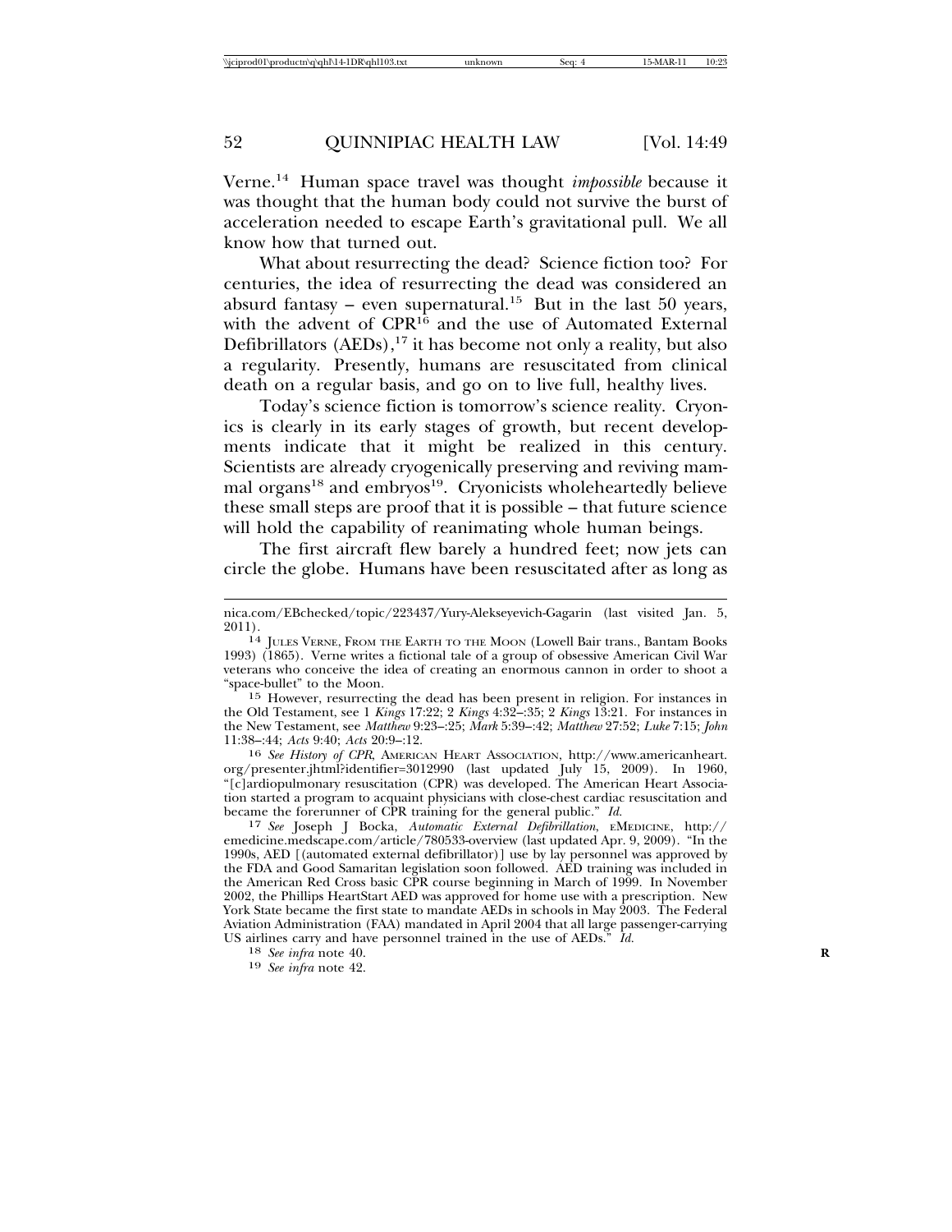Verne.[14] Human space travel was thought *impossible* because it was thought that the human body could not survive the burst of acceleration needed to escape Earth's gravitational pull. We all know how that turned out.

What about resurrecting the dead? Science fiction too? For centuries, the idea of resurrecting the dead was considered an absurd fantasy – even supernatural.[15] But in the last 50 years, with the advent of CPR[16] and the use of Automated External Defibrillators (AEDs),[17] it has become not only a reality, but also a regularity. Presently, humans are resuscitated from clinical death on a regular basis, and go on to live full, healthy lives.

Today's science fiction is tomorrow's science reality. Cryonics is clearly in its early stages of growth, but recent developments indicate that it might be realized in this century. Scientists are already cryogenically preserving and reviving mammal organs[18] and embryos[19]. Cryonicists wholeheartedly believe these small steps are proof that it is possible – that future science will hold the capability of reanimating whole human beings.

The first aircraft flew barely a hundred feet; now jets can circle the globe. Humans have been resuscitated after as long as

---

nica.com/EBchecked/topic/223437/Yury-Alekseyevich-Gagarin (last visited Jan. 5, 2011).

[14] JULES VERNE, FROM THE EARTH TO THE MOON (Lowell Bair trans., Bantam Books 1993) (1865). Verne writes a fictional tale of a group of obsessive American Civil War veterans who conceive the idea of creating an enormous cannon in order to shoot a "space-bullet" to the Moon.

[15] However, resurrecting the dead has been present in religion. For instances in the Old Testament, see 1 *Kings* 17:22; 2 *Kings* 4:32–:35; 2 *Kings* 13:21. For instances in the New Testament, see *Matthew* 9:23–:25; *Mark* 5:39–:42; *Matthew* 27:52; *Luke* 7:15; *John* 11:38–:44; *Acts* 9:40; *Acts* 20:9–:12.

[16] *See History of CPR*, AMERICAN HEART ASSOCIATION, http://www.americanheart.org/presenter.jhtml?identifier=3012990 (last updated July 15, 2009). In 1960, "[c]ardiopulmonary resuscitation (CPR) was developed. The American Heart Association started a program to acquaint physicians with close-chest cardiac resuscitation and became the forerunner of CPR training for the general public." *Id.*

[17] *See* Joseph J Bocka, *Automatic External Defibrillation*, EMEDICINE, http://emedicine.medscape.com/article/780533-overview (last updated Apr. 9, 2009). "In the 1990s, AED [(automated external defibrillator)] use by lay personnel was approved by the FDA and Good Samaritan legislation soon followed. AED training was included in the American Red Cross basic CPR course beginning in March of 1999. In November 2002, the Phillips HeartStart AED was approved for home use with a prescription. New York State became the first state to mandate AEDs in schools in May 2003. The Federal Aviation Administration (FAA) mandated in April 2004 that all large passenger-carrying US airlines carry and have personnel trained in the use of AEDs." *Id.*

[18] *See infra* note 40.

[19] *See infra* note 42.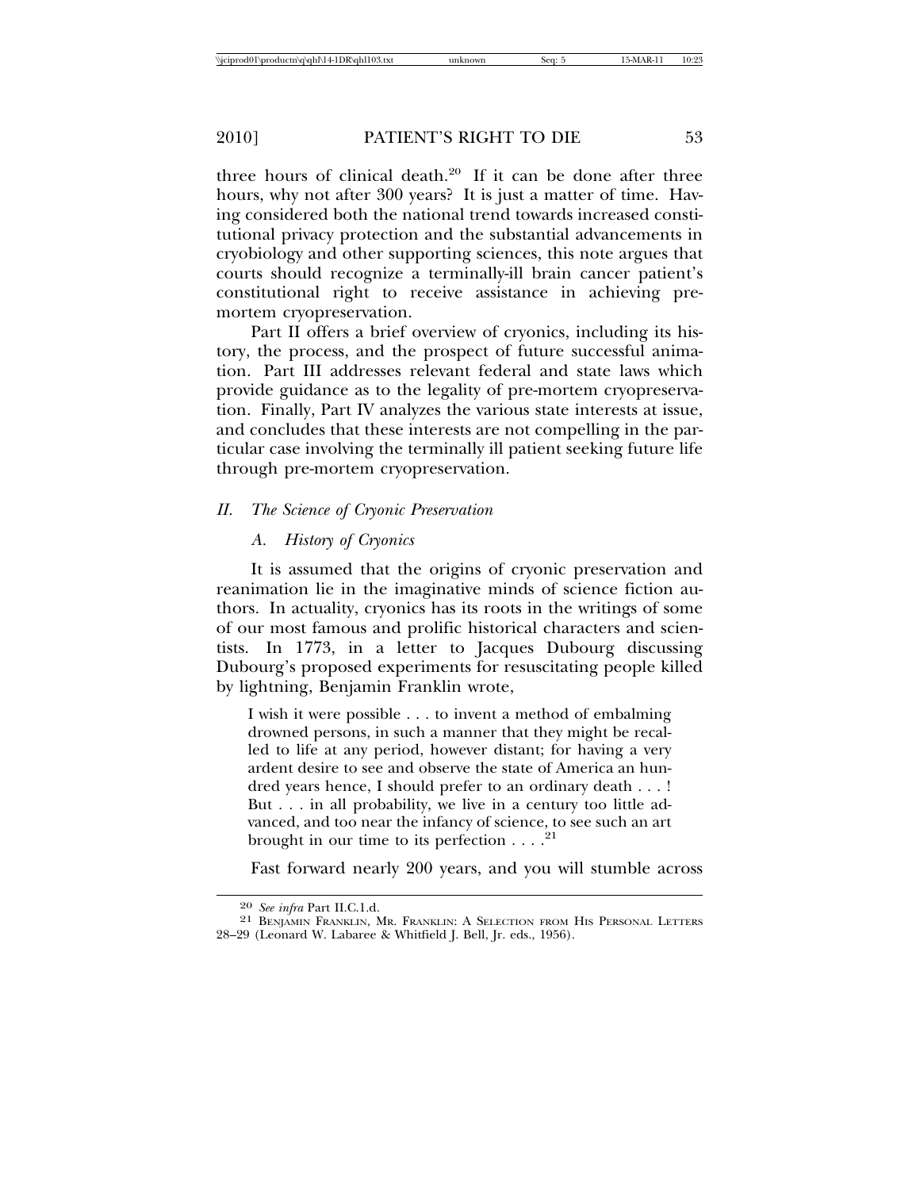three hours of clinical death.[20] If it can be done after three hours, why not after 300 years? It is just a matter of time. Having considered both the national trend towards increased constitutional privacy protection and the substantial advancements in cryobiology and other supporting sciences, this note argues that courts should recognize a terminally-ill brain cancer patient's constitutional right to receive assistance in achieving pre-mortem cryopreservation.

Part II offers a brief overview of cryonics, including its history, the process, and the prospect of future successful animation. Part III addresses relevant federal and state laws which provide guidance as to the legality of pre-mortem cryopreservation. Finally, Part IV analyzes the various state interests at issue, and concludes that these interests are not compelling in the particular case involving the terminally ill patient seeking future life through pre-mortem cryopreservation.

## *II. The Science of Cryonic Preservation*

### *A. History of Cryonics*

It is assumed that the origins of cryonic preservation and reanimation lie in the imaginative minds of science fiction authors. In actuality, cryonics has its roots in the writings of some of our most famous and prolific historical characters and scientists. In 1773, in a letter to Jacques Dubourg discussing Dubourg's proposed experiments for resuscitating people killed by lightning, Benjamin Franklin wrote,

> I wish it were possible . . . to invent a method of embalming drowned persons, in such a manner that they might be recalled to life at any period, however distant; for having a very ardent desire to see and observe the state of America an hundred years hence, I should prefer to an ordinary death . . . ! But . . . in all probability, we live in a century too little advanced, and too near the infancy of science, to see such an art brought in our time to its perfection . . . .[21]

Fast forward nearly 200 years, and you will stumble across

---

[20] *See infra* Part II.C.1.d.

[21] Benjamin Franklin, Mr. Franklin: A Selection from His Personal Letters 28–29 (Leonard W. Labaree & Whitfield J. Bell, Jr. eds., 1956).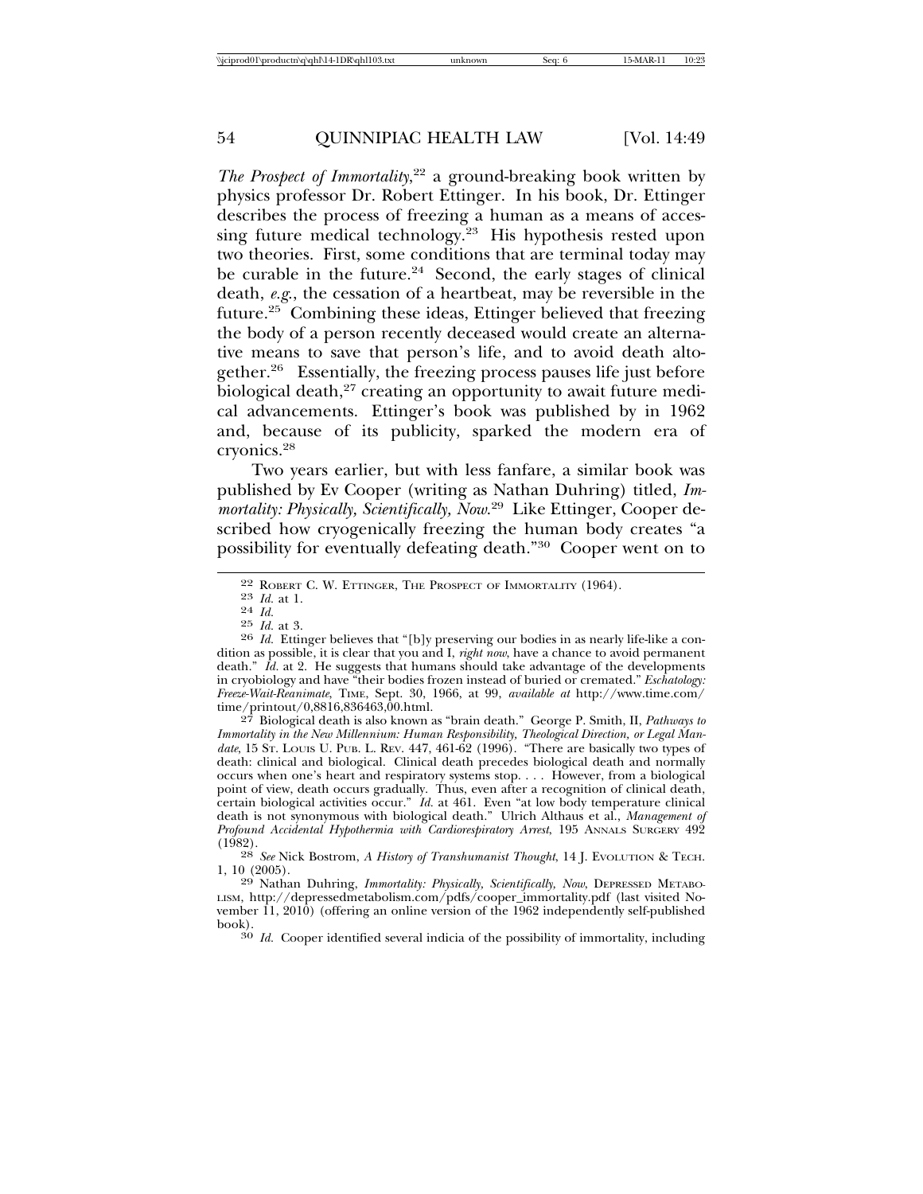*The Prospect of Immortality*,[22] a ground-breaking book written by physics professor Dr. Robert Ettinger. In his book, Dr. Ettinger describes the process of freezing a human as a means of accessing future medical technology.[23] His hypothesis rested upon two theories. First, some conditions that are terminal today may be curable in the future.[24] Second, the early stages of clinical death, *e.g.*, the cessation of a heartbeat, may be reversible in the future.[25] Combining these ideas, Ettinger believed that freezing the body of a person recently deceased would create an alternative means to save that person's life, and to avoid death altogether.[26] Essentially, the freezing process pauses life just before biological death,[27] creating an opportunity to await future medical advancements. Ettinger's book was published by in 1962 and, because of its publicity, sparked the modern era of cryonics.[28]

Two years earlier, but with less fanfare, a similar book was published by Ev Cooper (writing as Nathan Duhring) titled, *Immortality: Physically, Scientifically, Now*.[29] Like Ettinger, Cooper described how cryogenically freezing the human body creates "a possibility for eventually defeating death."[30] Cooper went on to

---

[22] ROBERT C. W. ETTINGER, THE PROSPECT OF IMMORTALITY (1964).

[23] *Id.* at 1.

[24] *Id.*

[25] *Id.* at 3.

[26] *Id.* Ettinger believes that "[b]y preserving our bodies in as nearly life-like a condition as possible, it is clear that you and I, *right now*, have a chance to avoid permanent death." *Id.* at 2. He suggests that humans should take advantage of the developments in cryobiology and have "their bodies frozen instead of buried or cremated." *Eschatology: Freeze-Wait-Reanimate*, TIME, Sept. 30, 1966, at 99, *available at* http://www.time.com/time/printout/0,8816,836463,00.html.

[27] Biological death is also known as "brain death." George P. Smith, II, *Pathways to Immortality in the New Millennium: Human Responsibility, Theological Direction, or Legal Mandate*, 15 ST. LOUIS U. PUB. L. REV. 447, 461-62 (1996). "There are basically two types of death: clinical and biological. Clinical death precedes biological death and normally occurs when one's heart and respiratory systems stop. . . . However, from a biological point of view, death occurs gradually. Thus, even after a recognition of clinical death, certain biological activities occur." *Id.* at 461. Even "at low body temperature clinical death is not synonymous with biological death." Ulrich Althaus et al., *Management of Profound Accidental Hypothermia with Cardiorespiratory Arrest*, 195 ANNALS SURGERY 492 (1982).

[28] *See* Nick Bostrom, *A History of Transhumanist Thought*, 14 J. EVOLUTION & TECH. 1, 10 (2005).

[29] Nathan Duhring, *Immortality: Physically, Scientifically, Now*, DEPRESSED METABOLISM, http://depressedmetabolism.com/pdfs/cooper_immortality.pdf (last visited November 11, 2010) (offering an online version of the 1962 independently self-published book).

[30] *Id.* Cooper identified several indicia of the possibility of immortality, including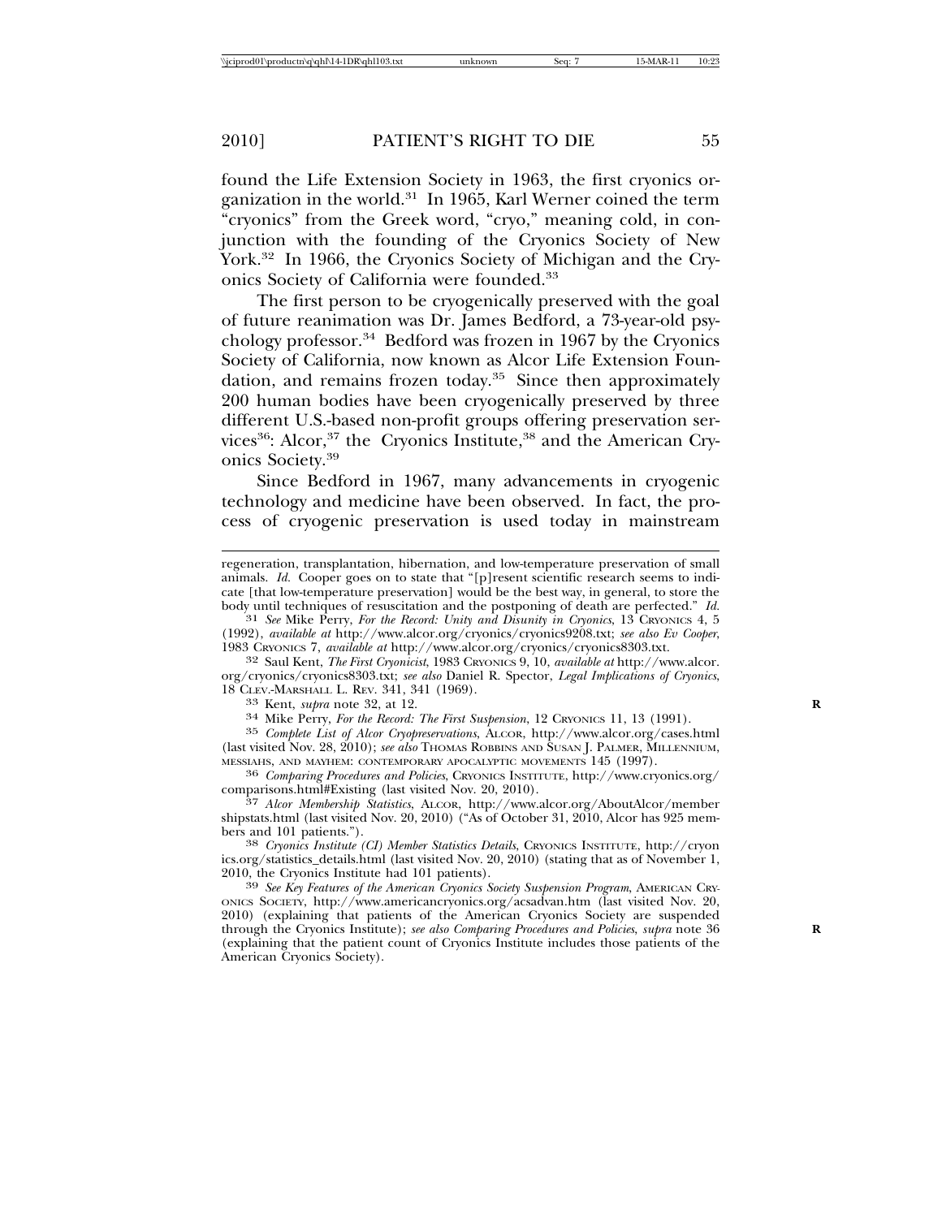found the Life Extension Society in 1963, the first cryonics organization in the world.[31] In 1965, Karl Werner coined the term "cryonics" from the Greek word, "cryo," meaning cold, in conjunction with the founding of the Cryonics Society of New York.[32] In 1966, the Cryonics Society of Michigan and the Cryonics Society of California were founded.[33]

The first person to be cryogenically preserved with the goal of future reanimation was Dr. James Bedford, a 73-year-old psychology professor.[34] Bedford was frozen in 1967 by the Cryonics Society of California, now known as Alcor Life Extension Foundation, and remains frozen today.[35] Since then approximately 200 human bodies have been cryogenically preserved by three different U.S.-based non-profit groups offering preservation services[36]: Alcor,[37] the Cryonics Institute,[38] and the American Cryonics Society.[39]

Since Bedford in 1967, many advancements in cryogenic technology and medicine have been observed. In fact, the process of cryogenic preservation is used today in mainstream

---

regeneration, transplantation, hibernation, and low-temperature preservation of small animals. *Id.* Cooper goes on to state that "[p]resent scientific research seems to indicate [that low-temperature preservation] would be the best way, in general, to store the body until techniques of resuscitation and the postponing of death are perfected." *Id.*

[31] *See* Mike Perry, *For the Record: Unity and Disunity in Cryonics*, 13 CRYONICS 4, 5 (1992), *available at* http://www.alcor.org/cryonics/cryonics9208.txt; *see also Ev Cooper*, 1983 CRYONICS 7, *available at* http://www.alcor.org/cryonics/cryonics8303.txt.

[32] Saul Kent, *The First Cryonicist*, 1983 CRYONICS 9, 10, *available at* http://www.alcor.org/cryonics/cryonics8303.txt; *see also* Daniel R. Spector, *Legal Implications of Cryonics*, 18 CLEV.-MARSHALL L. REV. 341, 341 (1969).

[33] Kent, *supra* note 32, at 12.

[34] Mike Perry, *For the Record: The First Suspension*, 12 CRYONICS 11, 13 (1991).

[35] *Complete List of Alcor Cryopreservations*, ALCOR, http://www.alcor.org/cases.html (last visited Nov. 28, 2010); *see also* THOMAS ROBBINS AND SUSAN J. PALMER, MILLENNIUM, MESSIAHS, AND MAYHEM: CONTEMPORARY APOCALYPTIC MOVEMENTS 145 (1997).

[36] *Comparing Procedures and Policies*, CRYONICS INSTITUTE, http://www.cryonics.org/comparisons.html#Existing (last visited Nov. 20, 2010).

[37] *Alcor Membership Statistics*, ALCOR, http://www.alcor.org/AboutAlcor/membershipstats.html (last visited Nov. 20, 2010) ("As of October 31, 2010, Alcor has 925 members and 101 patients.").

[38] *Cryonics Institute (CI) Member Statistics Details*, CRYONICS INSTITUTE, http://cryonics.org/statistics_details.html (last visited Nov. 20, 2010) (stating that as of November 1, 2010, the Cryonics Institute had 101 patients).

[39] *See Key Features of the American Cryonics Society Suspension Program*, AMERICAN CRYONICS SOCIETY, http://www.americancryonics.org/acsadvan.htm (last visited Nov. 20, 2010) (explaining that patients of the American Cryonics Society are suspended through the Cryonics Institute); *see also Comparing Procedures and Policies*, *supra* note 36 (explaining that the patient count of Cryonics Institute includes those patients of the American Cryonics Society).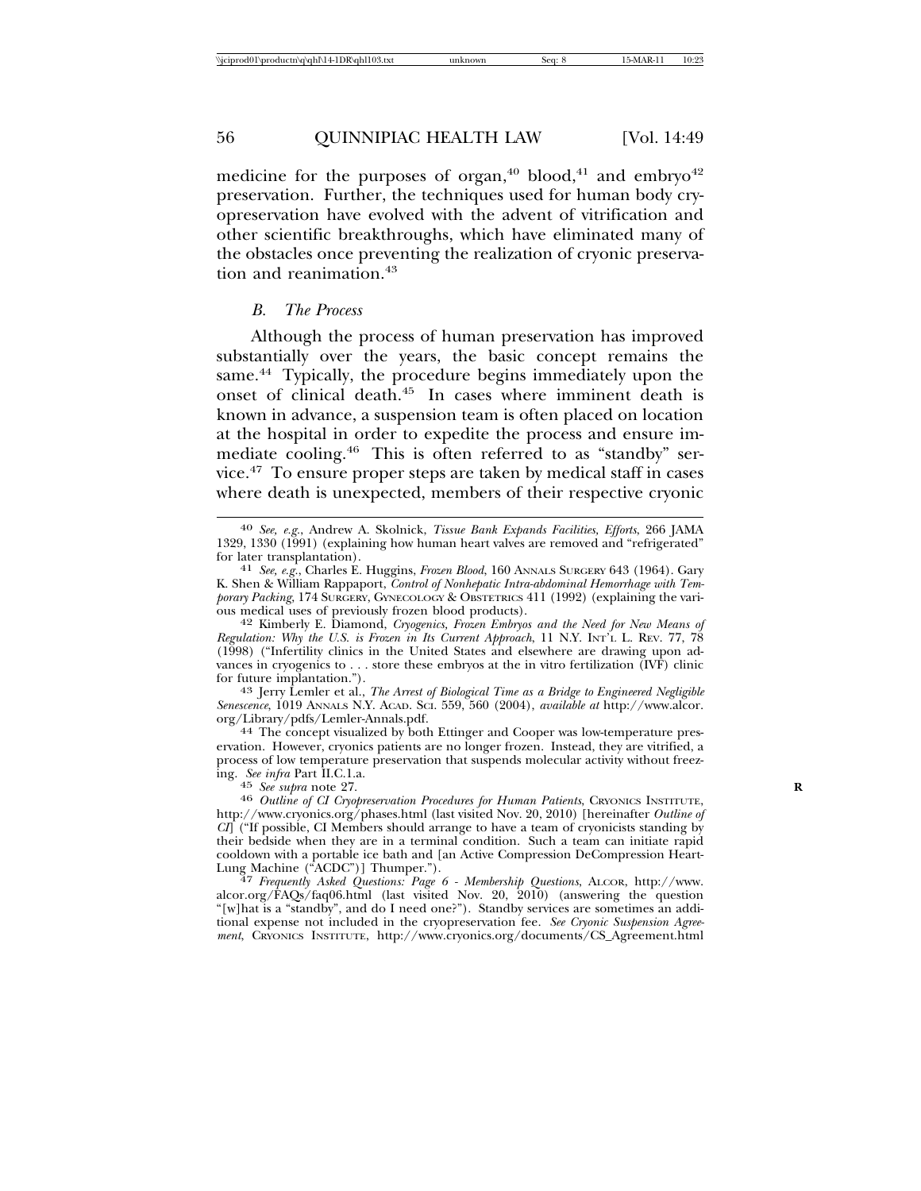medicine for the purposes of organ,[40] blood,[41] and embryo[42] preservation. Further, the techniques used for human body cryopreservation have evolved with the advent of vitrification and other scientific breakthroughs, which have eliminated many of the obstacles once preventing the realization of cryonic preservation and reanimation.[43]

### *B. The Process*

Although the process of human preservation has improved substantially over the years, the basic concept remains the same.[44] Typically, the procedure begins immediately upon the onset of clinical death.[45] In cases where imminent death is known in advance, a suspension team is often placed on location at the hospital in order to expedite the process and ensure immediate cooling.[46] This is often referred to as "standby" service.[47] To ensure proper steps are taken by medical staff in cases where death is unexpected, members of their respective cryonic

---

[40] *See, e.g.*, Andrew A. Skolnick, *Tissue Bank Expands Facilities, Efforts*, 266 JAMA 1329, 1330 (1991) (explaining how human heart valves are removed and "refrigerated" for later transplantation).

[41] *See, e.g.*, Charles E. Huggins, *Frozen Blood*, 160 ANNALS SURGERY 643 (1964). Gary K. Shen & William Rappaport, *Control of Nonhepatic Intra-abdominal Hemorrhage with Temporary Packing*, 174 SURGERY, GYNECOLOGY & OBSTETRICS 411 (1992) (explaining the various medical uses of previously frozen blood products).

[42] Kimberly E. Diamond, *Cryogenics, Frozen Embryos and the Need for New Means of Regulation: Why the U.S. is Frozen in Its Current Approach*, 11 N.Y. INT'L L. REV. 77, 78 (1998) ("Infertility clinics in the United States and elsewhere are drawing upon advances in cryogenics to . . . store these embryos at the in vitro fertilization (IVF) clinic for future implantation.").

[43] Jerry Lemler et al., *The Arrest of Biological Time as a Bridge to Engineered Negligible Senescence*, 1019 ANNALS N.Y. ACAD. SCI. 559, 560 (2004), *available at* http://www.alcor.org/Library/pdfs/Lemler-Annals.pdf.

[44] The concept visualized by both Ettinger and Cooper was low-temperature preservation. However, cryonics patients are no longer frozen. Instead, they are vitrified, a process of low temperature preservation that suspends molecular activity without freezing. *See infra* Part II.C.1.a.

[45] *See supra* note 27.

[46] *Outline of CI Cryopreservation Procedures for Human Patients*, CRYONICS INSTITUTE, http://www.cryonics.org/phases.html (last visited Nov. 20, 2010) [hereinafter *Outline of CI*] ("If possible, CI Members should arrange to have a team of cryonicists standing by their bedside when they are in a terminal condition. Such a team can initiate rapid cooldown with a portable ice bath and [an Active Compression DeCompression Heart-Lung Machine ("ACDC")] Thumper.").

[47] *Frequently Asked Questions: Page 6 - Membership Questions*, ALCOR, http://www.alcor.org/FAQs/faq06.html (last visited Nov. 20, 2010) (answering the question "[w]hat is a "standby", and do I need one?"). Standby services are sometimes an additional expense not included in the cryopreservation fee. *See Cryonic Suspension Agreement*, CRYONICS INSTITUTE, http://www.cryonics.org/documents/CS_Agreement.html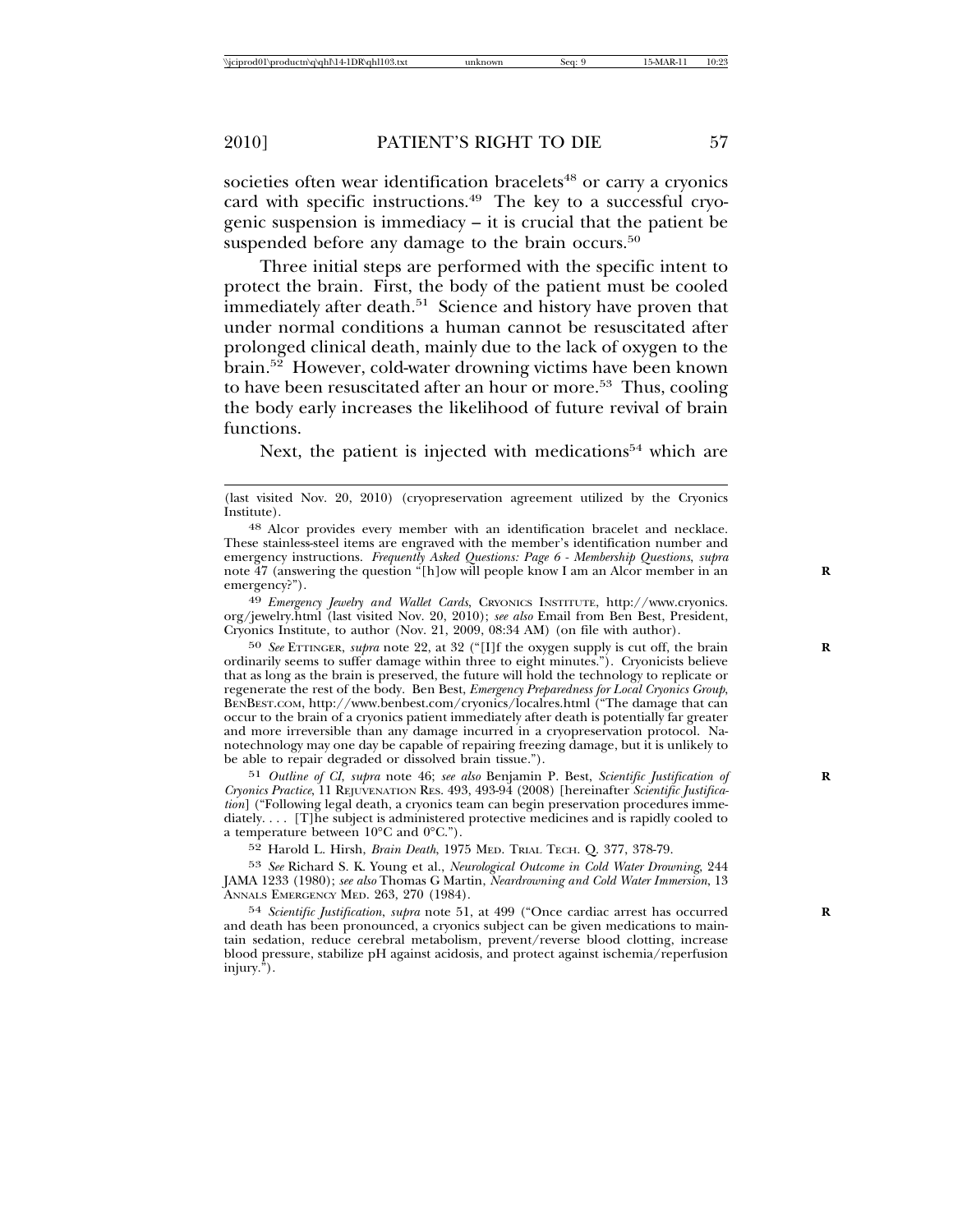societies often wear identification bracelets[48] or carry a cryonics card with specific instructions.[49] The key to a successful cryogenic suspension is immediacy – it is crucial that the patient be suspended before any damage to the brain occurs.[50]

Three initial steps are performed with the specific intent to protect the brain. First, the body of the patient must be cooled immediately after death.[51] Science and history have proven that under normal conditions a human cannot be resuscitated after prolonged clinical death, mainly due to the lack of oxygen to the brain.[52] However, cold-water drowning victims have been known to have been resuscitated after an hour or more.[53] Thus, cooling the body early increases the likelihood of future revival of brain functions.

Next, the patient is injected with medications[54] which are

---

(last visited Nov. 20, 2010) (cryopreservation agreement utilized by the Cryonics Institute).

48 Alcor provides every member with an identification bracelet and necklace. These stainless-steel items are engraved with the member's identification number and emergency instructions. *Frequently Asked Questions: Page 6 - Membership Questions*, *supra* note 47 (answering the question "[h]ow will people know I am an Alcor member in an emergency?").

49 *Emergency Jewelry and Wallet Cards*, CRYONICS INSTITUTE, http://www.cryonics.org/jewelry.html (last visited Nov. 20, 2010); *see also* Email from Ben Best, President, Cryonics Institute, to author (Nov. 21, 2009, 08:34 AM) (on file with author).

50 *See* ETTINGER, *supra* note 22, at 32 ("[I]f the oxygen supply is cut off, the brain ordinarily seems to suffer damage within three to eight minutes."). Cryonicists believe that as long as the brain is preserved, the future will hold the technology to replicate or regenerate the rest of the body. Ben Best, *Emergency Preparedness for Local Cryonics Group*, BENBEST.COM, http://www.benbest.com/cryonics/localres.html ("The damage that can occur to the brain of a cryonics patient immediately after death is potentially far greater and more irreversible than any damage incurred in a cryopreservation protocol. Nanotechnology may one day be capable of repairing freezing damage, but it is unlikely to be able to repair degraded or dissolved brain tissue.").

51 *Outline of CI*, *supra* note 46; *see also* Benjamin P. Best, *Scientific Justification of Cryonics Practice*, 11 REJUVENATION RES. 493, 493-94 (2008) [hereinafter *Scientific Justification*] ("Following legal death, a cryonics team can begin preservation procedures immediately. . . . [T]he subject is administered protective medicines and is rapidly cooled to a temperature between 10°C and 0°C.").

52 Harold L. Hirsh, *Brain Death*, 1975 MED. TRIAL TECH. Q. 377, 378-79.

53 *See* Richard S. K. Young et al., *Neurological Outcome in Cold Water Drowning*, 244 JAMA 1233 (1980); *see also* Thomas G Martin, *Neardrowning and Cold Water Immersion*, 13 ANNALS EMERGENCY MED. 263, 270 (1984).

54 *Scientific Justification*, *supra* note 51, at 499 ("Once cardiac arrest has occurred and death has been pronounced, a cryonics subject can be given medications to maintain sedation, reduce cerebral metabolism, prevent/reverse blood clotting, increase blood pressure, stabilize pH against acidosis, and protect against ischemia/reperfusion injury.").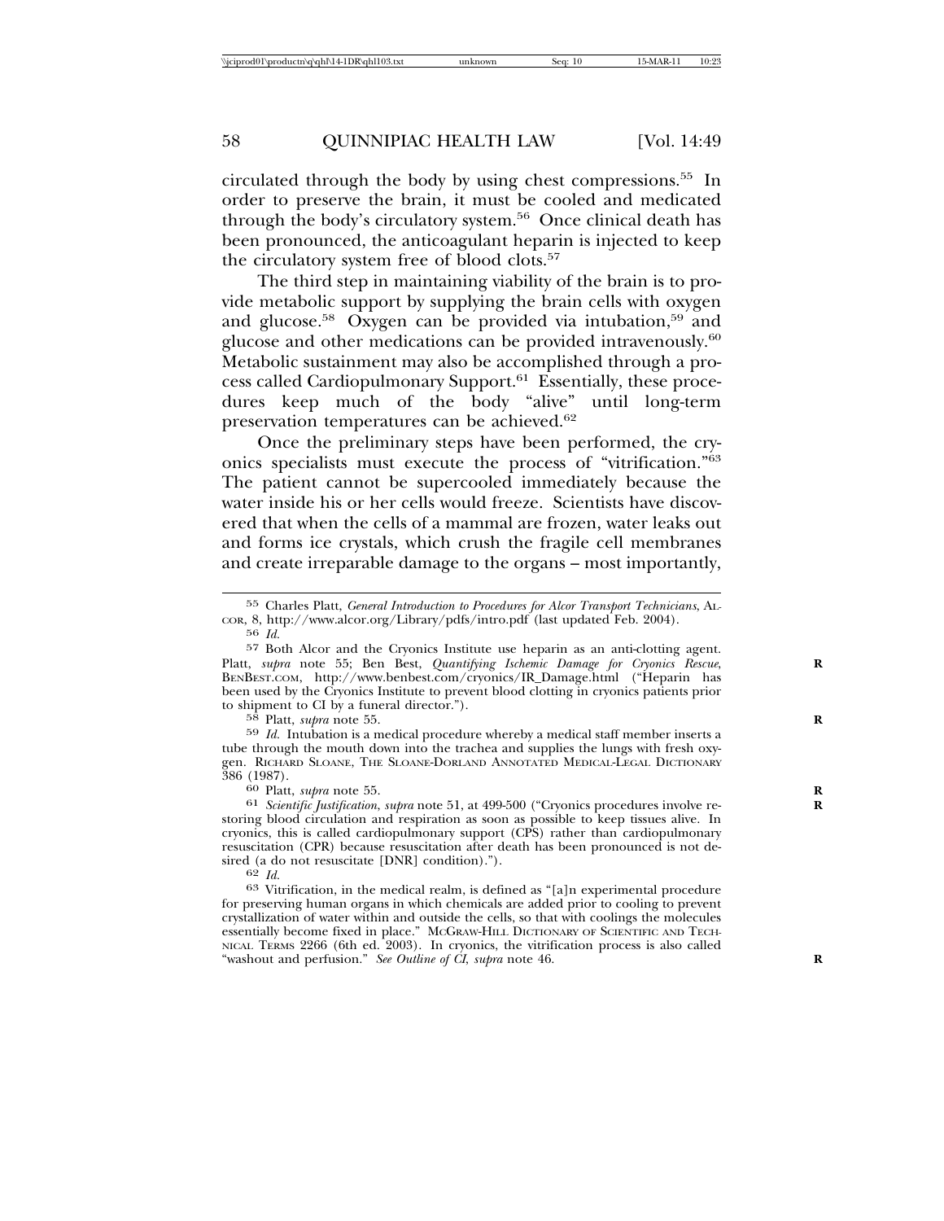circulated through the body by using chest compressions.[55] In order to preserve the brain, it must be cooled and medicated through the body's circulatory system.[56] Once clinical death has been pronounced, the anticoagulant heparin is injected to keep the circulatory system free of blood clots.[57]

The third step in maintaining viability of the brain is to provide metabolic support by supplying the brain cells with oxygen and glucose.[58] Oxygen can be provided via intubation,[59] and glucose and other medications can be provided intravenously.[60] Metabolic sustainment may also be accomplished through a process called Cardiopulmonary Support.[61] Essentially, these procedures keep much of the body "alive" until long-term preservation temperatures can be achieved.[62]

Once the preliminary steps have been performed, the cryonics specialists must execute the process of "vitrification."[63] The patient cannot be supercooled immediately because the water inside his or her cells would freeze. Scientists have discovered that when the cells of a mammal are frozen, water leaks out and forms ice crystals, which crush the fragile cell membranes and create irreparable damage to the organs – most importantly,

---

55 Charles Platt, *General Introduction to Procedures for Alcor Transport Technicians*, ALCOR, 8, http://www.alcor.org/Library/pdfs/intro.pdf (last updated Feb. 2004).

56 *Id.*

57 Both Alcor and the Cryonics Institute use heparin as an anti-clotting agent. Platt, *supra* note 55; Ben Best, *Quantifying Ischemic Damage for Cryonics Rescue*, BENBEST.COM, http://www.benbest.com/cryonics/IR_Damage.html ("Heparin has been used by the Cryonics Institute to prevent blood clotting in cryonics patients prior to shipment to CI by a funeral director.").

58 Platt, *supra* note 55.

59 *Id.* Intubation is a medical procedure whereby a medical staff member inserts a tube through the mouth down into the trachea and supplies the lungs with fresh oxygen. RICHARD SLOANE, THE SLOANE-DORLAND ANNOTATED MEDICAL-LEGAL DICTIONARY 386 (1987).

60 Platt, *supra* note 55.

61 *Scientific Justification*, *supra* note 51, at 499-500 ("Cryonics procedures involve restoring blood circulation and respiration as soon as possible to keep tissues alive. In cryonics, this is called cardiopulmonary support (CPS) rather than cardiopulmonary resuscitation (CPR) because resuscitation after death has been pronounced is not desired (a do not resuscitate [DNR] condition).").

62 *Id.*

63 Vitrification, in the medical realm, is defined as "[a]n experimental procedure for preserving human organs in which chemicals are added prior to cooling to prevent crystallization of water within and outside the cells, so that with coolings the molecules essentially become fixed in place." MCGRAW-HILL DICTIONARY OF SCIENTIFIC AND TECHNICAL TERMS 2266 (6th ed. 2003). In cryonics, the vitrification process is also called "washout and perfusion." *See Outline of CI*, *supra* note 46.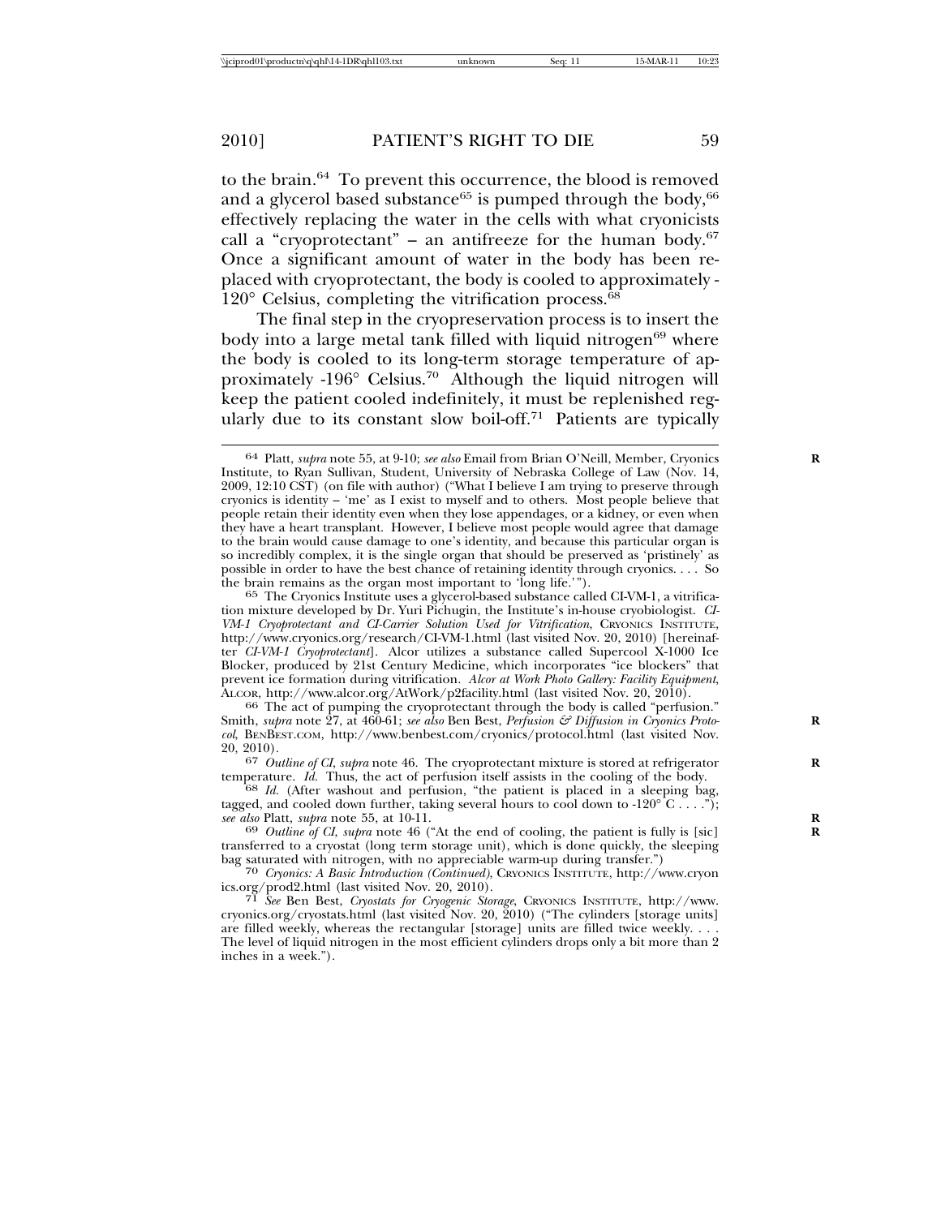to the brain.[64] To prevent this occurrence, the blood is removed and a glycerol based substance[65] is pumped through the body,[66] effectively replacing the water in the cells with what cryonicists call a "cryoprotectant" – an antifreeze for the human body.[67] Once a significant amount of water in the body has been replaced with cryoprotectant, the body is cooled to approximately -120° Celsius, completing the vitrification process.[68]

The final step in the cryopreservation process is to insert the body into a large metal tank filled with liquid nitrogen[69] where the body is cooled to its long-term storage temperature of approximately -196° Celsius.[70] Although the liquid nitrogen will keep the patient cooled indefinitely, it must be replenished regularly due to its constant slow boil-off.[71] Patients are typically

---

64 Platt, *supra* note 55, at 9-10; *see also* Email from Brian O'Neill, Member, Cryonics Institute, to Ryan Sullivan, Student, University of Nebraska College of Law (Nov. 14, 2009, 12:10 CST) (on file with author) ("What I believe I am trying to preserve through cryonics is identity – 'me' as I exist to myself and to others. Most people believe that people retain their identity even when they lose appendages, or a kidney, or even when they have a heart transplant. However, I believe most people would agree that damage to the brain would cause damage to one's identity, and because this particular organ is so incredibly complex, it is the single organ that should be preserved as 'pristinely' as possible in order to have the best chance of retaining identity through cryonics. . . . So the brain remains as the organ most important to 'long life.'").

65 The Cryonics Institute uses a glycerol-based substance called CI-VM-1, a vitrification mixture developed by Dr. Yuri Pichugin, the Institute's in-house cryobiologist. *CI-VM-1 Cryoprotectant and CI-Carrier Solution Used for Vitrification*, CRYONICS INSTITUTE, http://www.cryonics.org/research/CI-VM-1.html (last visited Nov. 20, 2010) [hereinafter *CI-VM-1 Cryoprotectant*]. Alcor utilizes a substance called Supercool X-1000 Ice Blocker, produced by 21st Century Medicine, which incorporates "ice blockers" that prevent ice formation during vitrification. *Alcor at Work Photo Gallery: Facility Equipment*, ALCOR, http://www.alcor.org/AtWork/p2facility.html (last visited Nov. 20, 2010).

66 The act of pumping the cryoprotectant through the body is called "perfusion." Smith, *supra* note 27, at 460-61; *see also* Ben Best, *Perfusion & Diffusion in Cryonics Protocol*, BENBEST.COM, http://www.benbest.com/cryonics/protocol.html (last visited Nov. 20, 2010).

67 *Outline of CI*, *supra* note 46. The cryoprotectant mixture is stored at refrigerator temperature. *Id.* Thus, the act of perfusion itself assists in the cooling of the body.

68 *Id.* (After washout and perfusion, "the patient is placed in a sleeping bag, tagged, and cooled down further, taking several hours to cool down to -120° C . . . ."); *see also* Platt, *supra* note 55, at 10-11.

69 *Outline of CI*, *supra* note 46 ("At the end of cooling, the patient is fully is [sic] transferred to a cryostat (long term storage unit), which is done quickly, the sleeping bag saturated with nitrogen, with no appreciable warm-up during transfer.")

70 *Cryonics: A Basic Introduction (Continued)*, CRYONICS INSTITUTE, http://www.cryonics.org/prod2.html (last visited Nov. 20, 2010).

71 *See* Ben Best, *Cryostats for Cryogenic Storage*, CRYONICS INSTITUTE, http://www.cryonics.org/cryostats.html (last visited Nov. 20, 2010) ("The cylinders [storage units] are filled weekly, whereas the rectangular [storage] units are filled twice weekly. . . . The level of liquid nitrogen in the most efficient cylinders drops only a bit more than 2 inches in a week.").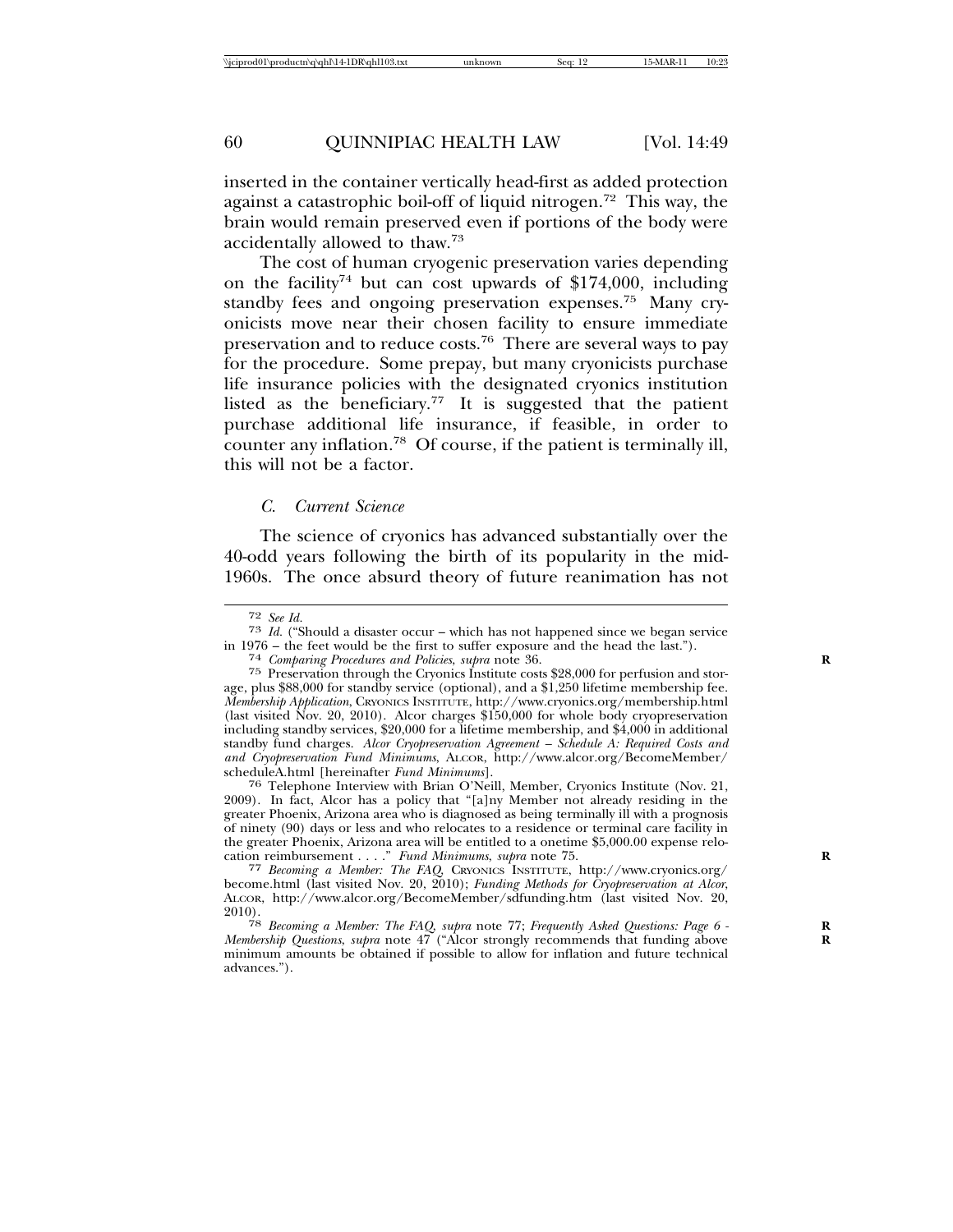inserted in the container vertically head-first as added protection against a catastrophic boil-off of liquid nitrogen.[72] This way, the brain would remain preserved even if portions of the body were accidentally allowed to thaw.[73]

The cost of human cryogenic preservation varies depending on the facility[74] but can cost upwards of $174,000, including standby fees and ongoing preservation expenses.[75] Many cryonicists move near their chosen facility to ensure immediate preservation and to reduce costs.[76] There are several ways to pay for the procedure. Some prepay, but many cryonicists purchase life insurance policies with the designated cryonics institution listed as the beneficiary.[77] It is suggested that the patient purchase additional life insurance, if feasible, in order to counter any inflation.[78] Of course, if the patient is terminally ill, this will not be a factor.

### *C. Current Science*

The science of cryonics has advanced substantially over the 40-odd years following the birth of its popularity in the mid-1960s. The once absurd theory of future reanimation has not

---

[72] *See Id.*

[73] *Id.* ("Should a disaster occur – which has not happened since we began service in 1976 – the feet would be the first to suffer exposure and the head the last.").

[74] *Comparing Procedures and Policies*, *supra* note 36.

[75] Preservation through the Cryonics Institute costs $28,000 for perfusion and storage, plus $88,000 for standby service (optional), and a $1,250 lifetime membership fee. *Membership Application*, CRYONICS INSTITUTE, http://www.cryonics.org/membership.html (last visited Nov. 20, 2010). Alcor charges $150,000 for whole body cryopreservation including standby services, $20,000 for a lifetime membership, and $4,000 in additional standby fund charges. *Alcor Cryopreservation Agreement – Schedule A: Required Costs and and Cryopreservation Fund Minimums*, ALCOR, http://www.alcor.org/BecomeMember/scheduleA.html [hereinafter *Fund Minimums*].

[76] Telephone Interview with Brian O'Neill, Member, Cryonics Institute (Nov. 21, 2009). In fact, Alcor has a policy that "[a]ny Member not already residing in the greater Phoenix, Arizona area who is diagnosed as being terminally ill with a prognosis of ninety (90) days or less and who relocates to a residence or terminal care facility in the greater Phoenix, Arizona area will be entitled to a onetime $5,000.00 expense relocation reimbursement . . . ." *Fund Minimums*, *supra* note 75.

[77] *Becoming a Member: The FAQ*, CRYONICS INSTITUTE, http://www.cryonics.org/become.html (last visited Nov. 20, 2010); *Funding Methods for Cryopreservation at Alcor*, ALCOR, http://www.alcor.org/BecomeMember/sdfunding.htm (last visited Nov. 20, 2010).

[78] *Becoming a Member: The FAQ*, *supra* note 77; *Frequently Asked Questions: Page 6 - Membership Questions*, *supra* note 47 ("Alcor strongly recommends that funding above minimum amounts be obtained if possible to allow for inflation and future technical advances.").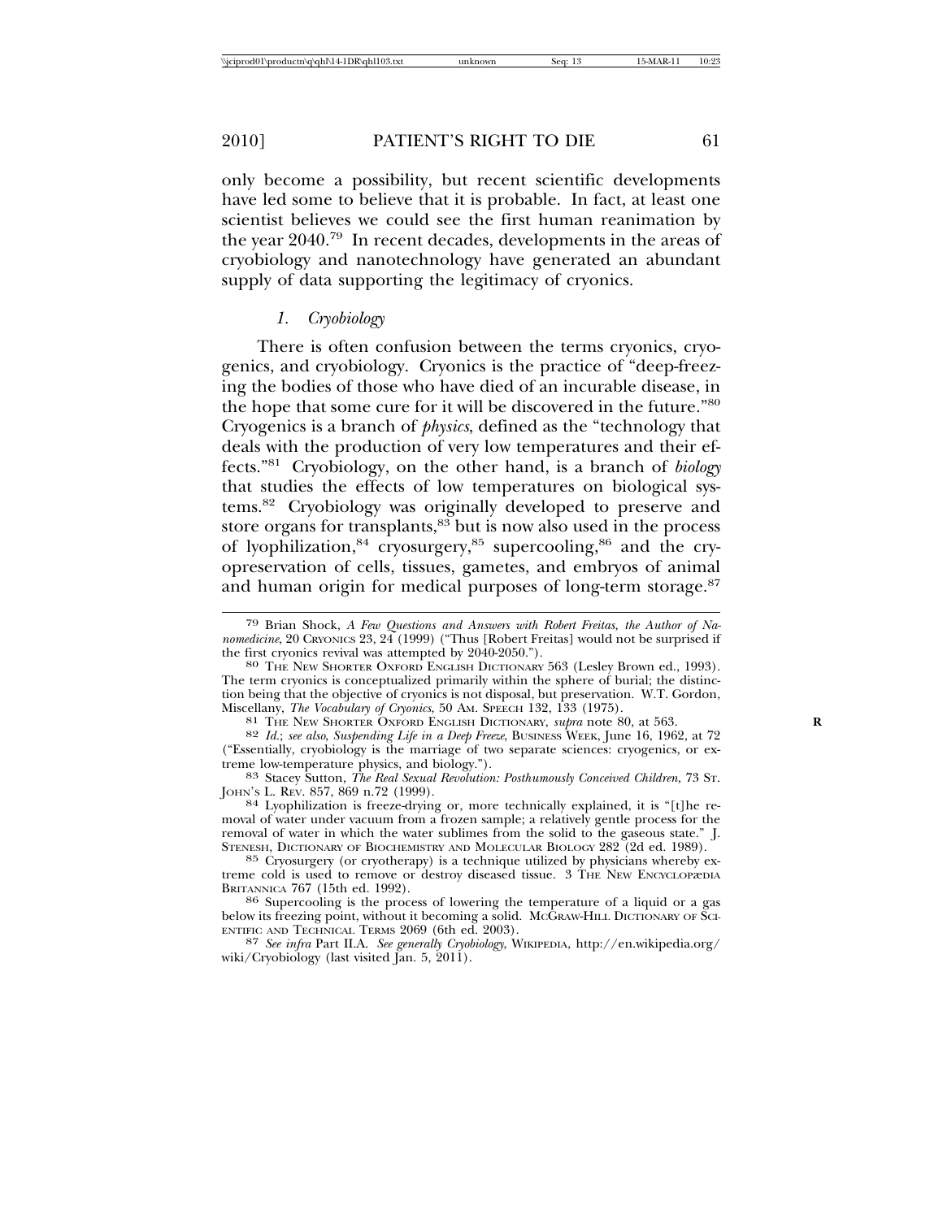only become a possibility, but recent scientific developments have led some to believe that it is probable. In fact, at least one scientist believes we could see the first human reanimation by the year 2040.[79] In recent decades, developments in the areas of cryobiology and nanotechnology have generated an abundant supply of data supporting the legitimacy of cryonics.

### *1. Cryobiology*

There is often confusion between the terms cryonics, cryogenics, and cryobiology. Cryonics is the practice of "deep-freezing the bodies of those who have died of an incurable disease, in the hope that some cure for it will be discovered in the future."[80] Cryogenics is a branch of *physics*, defined as the "technology that deals with the production of very low temperatures and their effects."[81] Cryobiology, on the other hand, is a branch of *biology* that studies the effects of low temperatures on biological systems.[82] Cryobiology was originally developed to preserve and store organs for transplants,[83] but is now also used in the process of lyophilization,[84] cryosurgery,[85] supercooling,[86] and the cryopreservation of cells, tissues, gametes, and embryos of animal and human origin for medical purposes of long-term storage.[87]

---

79 Brian Shock, *A Few Questions and Answers with Robert Freitas, the Author of Nanomedicine*, 20 CRYONICS 23, 24 (1999) ("Thus [Robert Freitas] would not be surprised if the first cryonics revival was attempted by 2040-2050.").

80 THE NEW SHORTER OXFORD ENGLISH DICTIONARY 563 (Lesley Brown ed., 1993). The term cryonics is conceptualized primarily within the sphere of burial; the distinction being that the objective of cryonics is not disposal, but preservation. W.T. Gordon, Miscellany, *The Vocabulary of Cryonics*, 50 AM. SPEECH 132, 133 (1975).

81 THE NEW SHORTER OXFORD ENGLISH DICTIONARY, *supra* note 80, at 563.

82 *Id.*; *see also*, *Suspending Life in a Deep Freeze*, BUSINESS WEEK, June 16, 1962, at 72 ("Essentially, cryobiology is the marriage of two separate sciences: cryogenics, or extreme low-temperature physics, and biology.").

83 Stacey Sutton, *The Real Sexual Revolution: Posthumously Conceived Children*, 73 ST. JOHN'S L. REV. 857, 869 n.72 (1999).

84 Lyophilization is freeze-drying or, more technically explained, it is "[t]he removal of water under vacuum from a frozen sample; a relatively gentle process for the removal of water in which the water sublimes from the solid to the gaseous state." J. STENESH, DICTIONARY OF BIOCHEMISTRY AND MOLECULAR BIOLOGY 282 (2d ed. 1989).

85 Cryosurgery (or cryotherapy) is a technique utilized by physicians whereby extreme cold is used to remove or destroy diseased tissue. 3 THE NEW ENCYCLOPÆDIA BRITANNICA 767 (15th ed. 1992).

86 Supercooling is the process of lowering the temperature of a liquid or a gas below its freezing point, without it becoming a solid. MCGRAW-HILL DICTIONARY OF SCIENTIFIC AND TECHNICAL TERMS 2069 (6th ed. 2003).

87 *See infra* Part II.A. *See generally Cryobiology*, WIKIPEDIA, http://en.wikipedia.org/wiki/Cryobiology (last visited Jan. 5, 2011).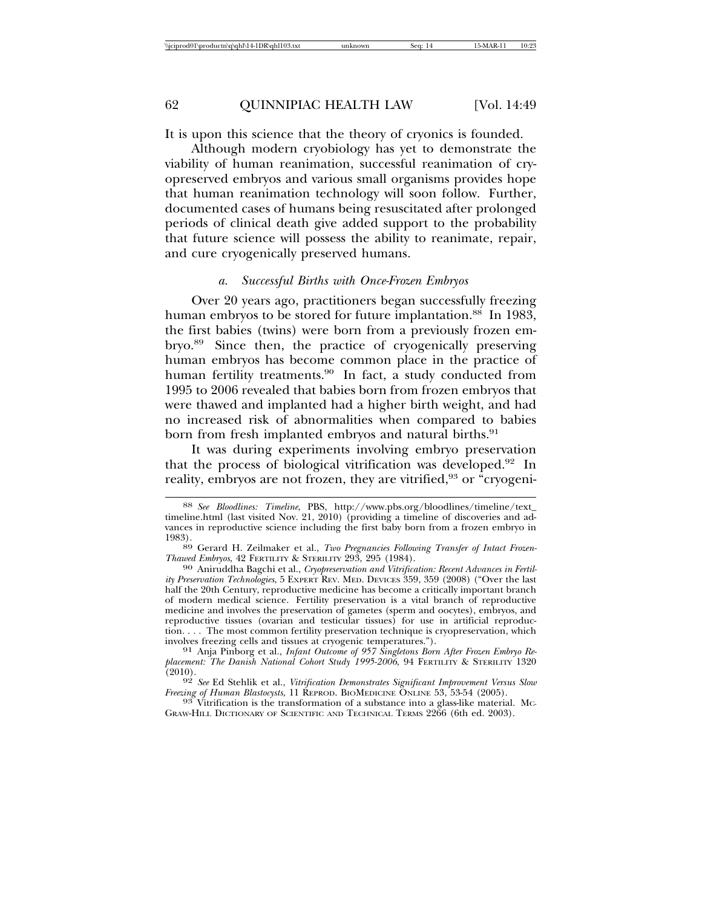It is upon this science that the theory of cryonics is founded.

Although modern cryobiology has yet to demonstrate the viability of human reanimation, successful reanimation of cryopreserved embryos and various small organisms provides hope that human reanimation technology will soon follow. Further, documented cases of humans being resuscitated after prolonged periods of clinical death give added support to the probability that future science will possess the ability to reanimate, repair, and cure cryogenically preserved humans.

### *a. Successful Births with Once-Frozen Embryos*

Over 20 years ago, practitioners began successfully freezing human embryos to be stored for future implantation.[88] In 1983, the first babies (twins) were born from a previously frozen embryo.[89] Since then, the practice of cryogenically preserving human embryos has become common place in the practice of human fertility treatments.[90] In fact, a study conducted from 1995 to 2006 revealed that babies born from frozen embryos that were thawed and implanted had a higher birth weight, and had no increased risk of abnormalities when compared to babies born from fresh implanted embryos and natural births.[91]

It was during experiments involving embryo preservation that the process of biological vitrification was developed.[92] In reality, embryos are not frozen, they are vitrified,[93] or "cryogeni-

---

88 *See Bloodlines: Timeline*, PBS, http://www.pbs.org/bloodlines/timeline/text_timeline.html (last visited Nov. 21, 2010) (providing a timeline of discoveries and advances in reproductive science including the first baby born from a frozen embryo in 1983).

89 Gerard H. Zeilmaker et al., *Two Pregnancies Following Transfer of Intact Frozen-Thawed Embryos*, 42 FERTILITY & STERILITY 293, 295 (1984).

90 Aniruddha Bagchi et al., *Cryopreservation and Vitrification: Recent Advances in Fertility Preservation Technologies*, 5 EXPERT REV. MED. DEVICES 359, 359 (2008) ("Over the last half the 20th Century, reproductive medicine has become a critically important branch of modern medical science. Fertility preservation is a vital branch of reproductive medicine and involves the preservation of gametes (sperm and oocytes), embryos, and reproductive tissues (ovarian and testicular tissues) for use in artificial reproduction. . . . The most common fertility preservation technique is cryopreservation, which involves freezing cells and tissues at cryogenic temperatures.").

91 Anja Pinborg et al., *Infant Outcome of 957 Singletons Born After Frozen Embryo Replacement: The Danish National Cohort Study 1995-2006*, 94 FERTILITY & STERILITY 1320 (2010).

92 *See* Ed Stehlik et al., *Vitrification Demonstrates Significant Improvement Versus Slow Freezing of Human Blastocysts*, 11 REPROD. BIOMEDICINE ONLINE 53, 53-54 (2005).

93 Vitrification is the transformation of a substance into a glass-like material. MCGRAW-HILL DICTIONARY OF SCIENTIFIC AND TECHNICAL TERMS 2266 (6th ed. 2003).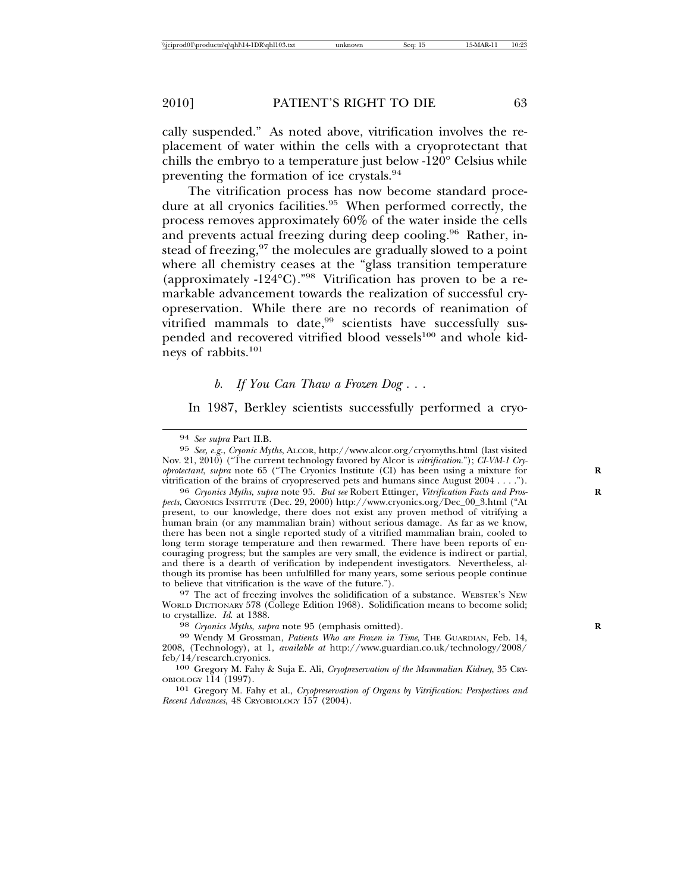cally suspended." As noted above, vitrification involves the replacement of water within the cells with a cryoprotectant that chills the embryo to a temperature just below -120° Celsius while preventing the formation of ice crystals.[94]

The vitrification process has now become standard procedure at all cryonics facilities.[95] When performed correctly, the process removes approximately 60% of the water inside the cells and prevents actual freezing during deep cooling.[96] Rather, instead of freezing,[97] the molecules are gradually slowed to a point where all chemistry ceases at the "glass transition temperature (approximately -124°C)."[98] Vitrification has proven to be a remarkable advancement towards the realization of successful cryopreservation. While there are no records of reanimation of vitrified mammals to date,[99] scientists have successfully suspended and recovered vitrified blood vessels[100] and whole kidneys of rabbits.[101]

*b. If You Can Thaw a Frozen Dog . . .*

In 1987, Berkley scientists successfully performed a cryo-

---

[94] *See supra* Part II.B.

[95] *See, e.g.*, *Cryonic Myths*, ALCOR, http://www.alcor.org/cryomyths.html (last visited Nov. 21, 2010) ("The current technology favored by Alcor is *vitrification*."); *CI-VM-1 Cryoprotectant*, *supra* note 65 ("The Cryonics Institute (CI) has been using a mixture for vitrification of the brains of cryopreserved pets and humans since August 2004 . . . .").

[96] *Cryonics Myths*, *supra* note 95. *But see* Robert Ettinger, *Vitrification Facts and Prospects*, CRYONICS INSTITUTE (Dec. 29, 2000) http://www.cryonics.org/Dec_00_3.html ("At present, to our knowledge, there does not exist any proven method of vitrifying a human brain (or any mammalian brain) without serious damage. As far as we know, there has been not a single reported study of a vitrified mammalian brain, cooled to long term storage temperature and then rewarmed. There have been reports of encouraging progress; but the samples are very small, the evidence is indirect or partial, and there is a dearth of verification by independent investigators. Nevertheless, although its promise has been unfulfilled for many years, some serious people continue to believe that vitrification is the wave of the future.").

[97] The act of freezing involves the solidification of a substance. WEBSTER'S NEW WORLD DICTIONARY 578 (College Edition 1968). Solidification means to become solid; to crystallize. *Id.* at 1388.

[98] *Cryonics Myths*, *supra* note 95 (emphasis omitted).

[99] Wendy M Grossman, *Patients Who are Frozen in Time*, THE GUARDIAN, Feb. 14, 2008, (Technology), at 1, *available at* http://www.guardian.co.uk/technology/2008/feb/14/research.cryonics.

[100] Gregory M. Fahy & Suja E. Ali, *Cryopreservation of the Mammalian Kidney*, 35 CRYOBIOLOGY 114 (1997).

[101] Gregory M. Fahy et al., *Cryopreservation of Organs by Vitrification: Perspectives and Recent Advances*, 48 CRYOBIOLOGY 157 (2004).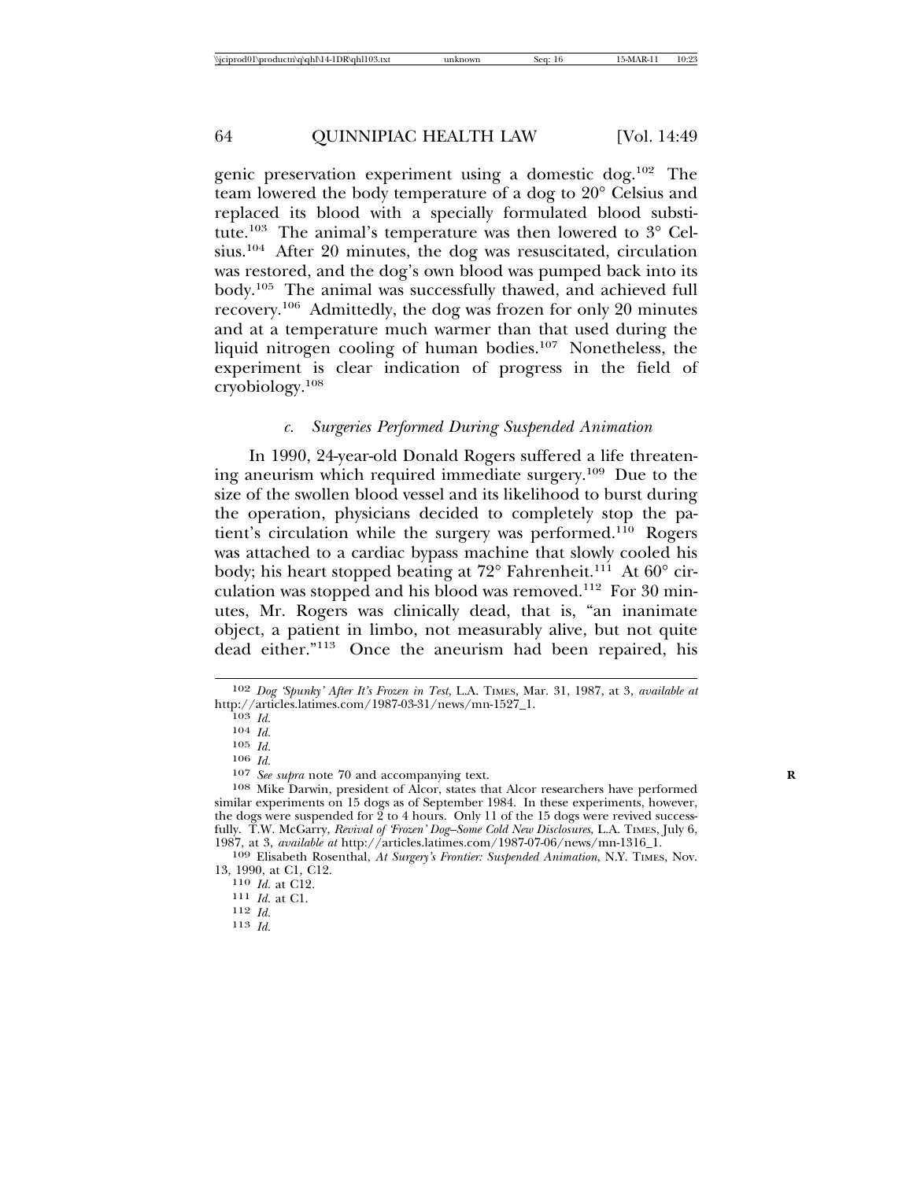genic preservation experiment using a domestic dog.[102] The team lowered the body temperature of a dog to 20° Celsius and replaced its blood with a specially formulated blood substitute.[103] The animal's temperature was then lowered to 3° Celsius.[104] After 20 minutes, the dog was resuscitated, circulation was restored, and the dog's own blood was pumped back into its body.[105] The animal was successfully thawed, and achieved full recovery.[106] Admittedly, the dog was frozen for only 20 minutes and at a temperature much warmer than that used during the liquid nitrogen cooling of human bodies.[107] Nonetheless, the experiment is clear indication of progress in the field of cryobiology.[108]

#### *c. Surgeries Performed During Suspended Animation*

In 1990, 24-year-old Donald Rogers suffered a life threatening aneurism which required immediate surgery.[109] Due to the size of the swollen blood vessel and its likelihood to burst during the operation, physicians decided to completely stop the patient's circulation while the surgery was performed.[110] Rogers was attached to a cardiac bypass machine that slowly cooled his body; his heart stopped beating at 72° Fahrenheit.[111] At 60° circulation was stopped and his blood was removed.[112] For 30 minutes, Mr. Rogers was clinically dead, that is, "an inanimate object, a patient in limbo, not measurably alive, but not quite dead either."[113] Once the aneurism had been repaired, his

---

[102] *Dog 'Spunky' After It's Frozen in Test*, L.A. TIMES, Mar. 31, 1987, at 3, *available at* http://articles.latimes.com/1987-03-31/news/mn-1527_1.

[103] *Id.*

[104] *Id.*

[105] *Id.*

[106] *Id.*

[107] *See supra* note 70 and accompanying text.

[108] Mike Darwin, president of Alcor, states that Alcor researchers have performed similar experiments on 15 dogs as of September 1984. In these experiments, however, the dogs were suspended for 2 to 4 hours. Only 11 of the 15 dogs were revived successfully. T.W. McGarry, *Revival of 'Frozen' Dog–Some Cold New Disclosures*, L.A. TIMES, July 6, 1987, at 3, *available at* http://articles.latimes.com/1987-07-06/news/mn-1316_1.

[109] Elisabeth Rosenthal, *At Surgery's Frontier: Suspended Animation*, N.Y. TIMES, Nov. 13, 1990, at C1, C12.

[110] *Id.* at C12.

[111] *Id.* at C1.

[112] *Id.*

[113] *Id.*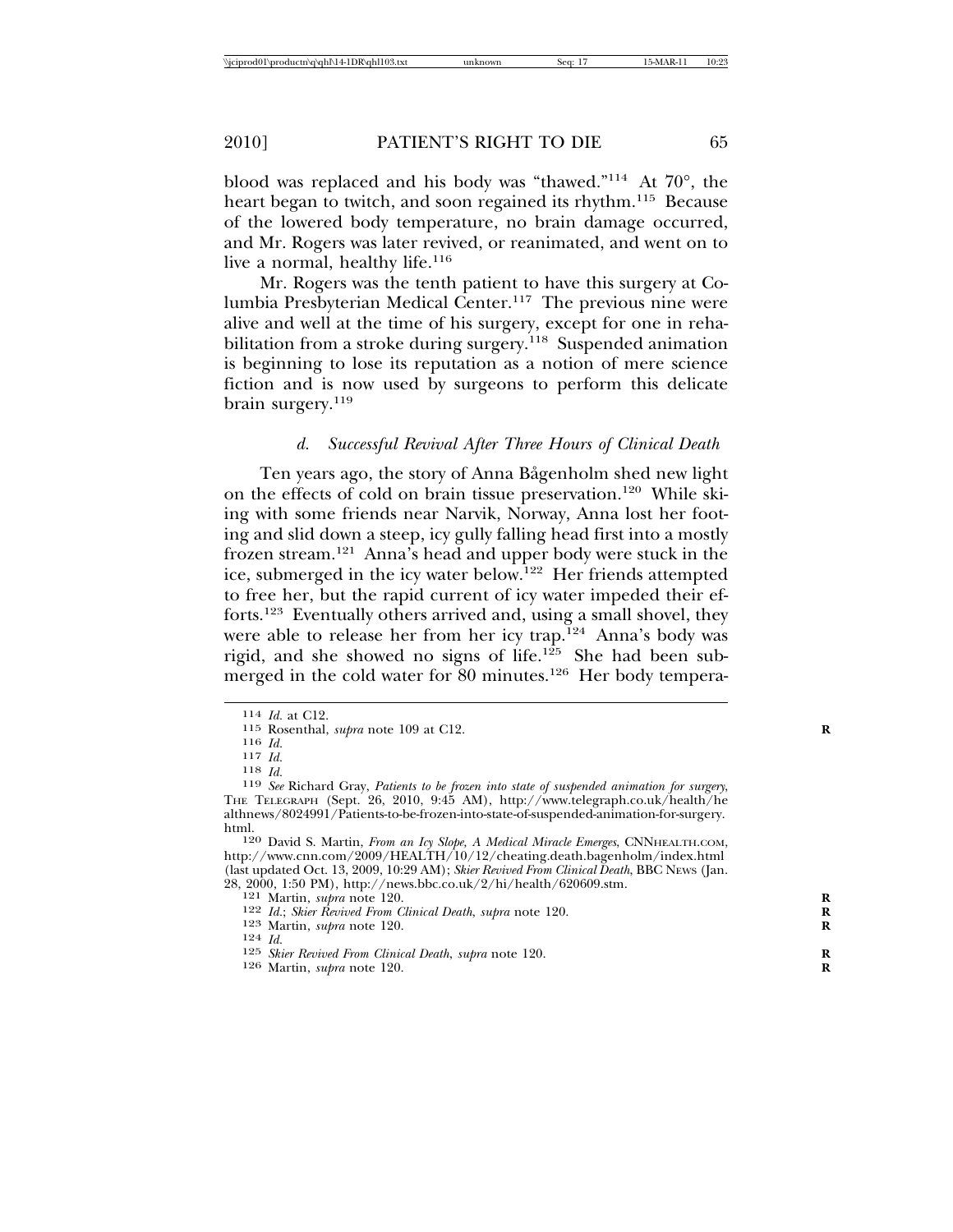blood was replaced and his body was "thawed."[114] At 70°, the heart began to twitch, and soon regained its rhythm.[115] Because of the lowered body temperature, no brain damage occurred, and Mr. Rogers was later revived, or reanimated, and went on to live a normal, healthy life.[116]

Mr. Rogers was the tenth patient to have this surgery at Columbia Presbyterian Medical Center.[117] The previous nine were alive and well at the time of his surgery, except for one in rehabilitation from a stroke during surgery.[118] Suspended animation is beginning to lose its reputation as a notion of mere science fiction and is now used by surgeons to perform this delicate brain surgery.[119]

#### *d. Successful Revival After Three Hours of Clinical Death*

Ten years ago, the story of Anna Bågenholm shed new light on the effects of cold on brain tissue preservation.[120] While skiing with some friends near Narvik, Norway, Anna lost her footing and slid down a steep, icy gully falling head first into a mostly frozen stream.[121] Anna's head and upper body were stuck in the ice, submerged in the icy water below.[122] Her friends attempted to free her, but the rapid current of icy water impeded their efforts.[123] Eventually others arrived and, using a small shovel, they were able to release her from her icy trap.[124] Anna's body was rigid, and she showed no signs of life.[125] She had been submerged in the cold water for 80 minutes.[126] Her body tempera-

---

114 *Id.* at C12.

115 Rosenthal, *supra* note 109 at C12.

116 *Id.*

117 *Id.*

118 *Id.*

119 *See* Richard Gray, *Patients to be frozen into state of suspended animation for surgery*, THE TELEGRAPH (Sept. 26, 2010, 9:45 AM), http://www.telegraph.co.uk/health/healthnews/8024991/Patients-to-be-frozen-into-state-of-suspended-animation-for-surgery.html.

120 David S. Martin, *From an Icy Slope, A Medical Miracle Emerges*, CNNHEALTH.COM, http://www.cnn.com/2009/HEALTH/10/12/cheating.death.bagenholm/index.html (last updated Oct. 13, 2009, 10:29 AM); *Skier Revived From Clinical Death*, BBC NEWS (Jan. 28, 2000, 1:50 PM), http://news.bbc.co.uk/2/hi/health/620609.stm.

121 Martin, *supra* note 120.

122 *Id.*; *Skier Revived From Clinical Death*, *supra* note 120.

123 Martin, *supra* note 120.

124 *Id.*

125 *Skier Revived From Clinical Death*, *supra* note 120.

126 Martin, *supra* note 120.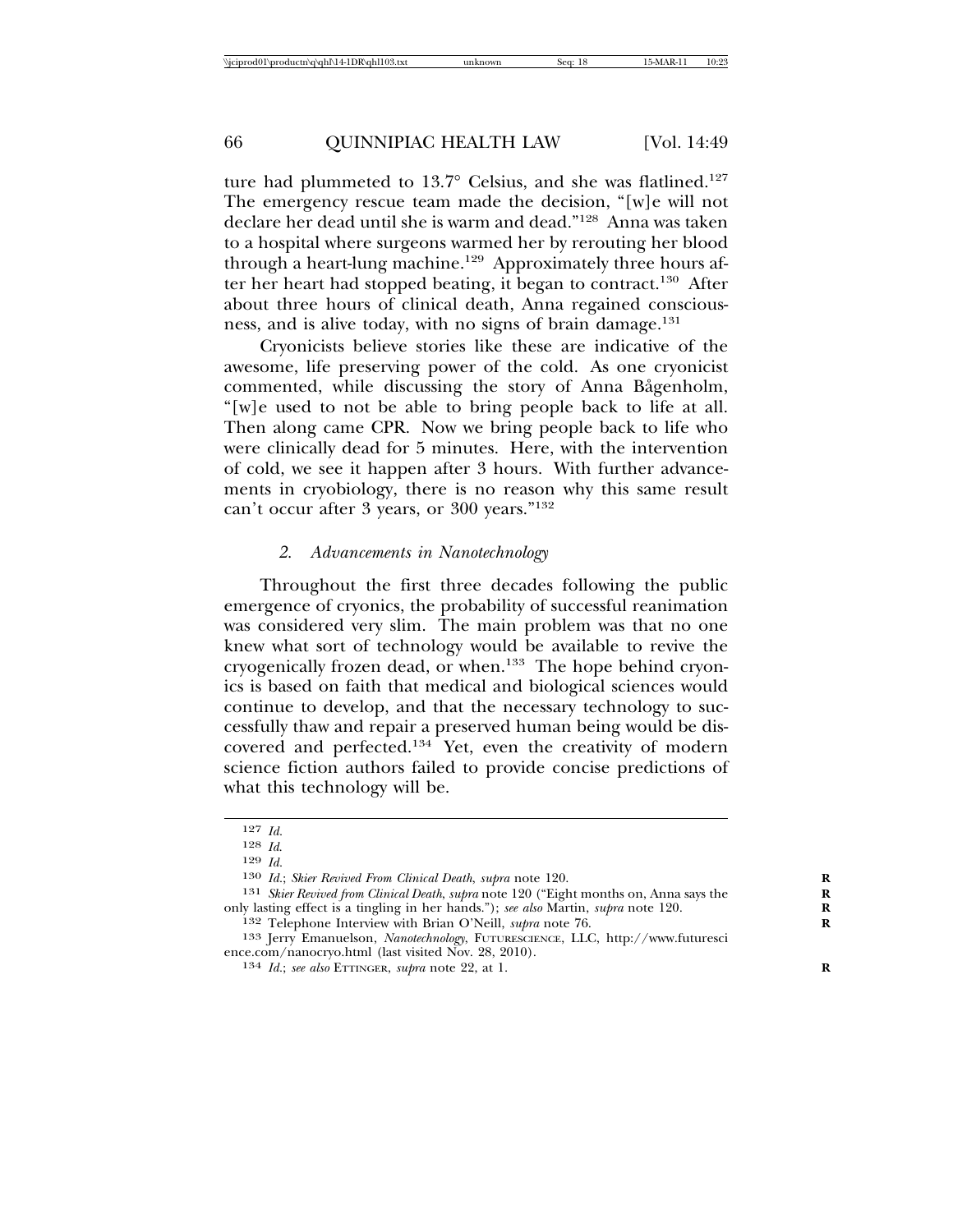ture had plummeted to 13.7° Celsius, and she was flatlined.[127] The emergency rescue team made the decision, "[w]e will not declare her dead until she is warm and dead."[128] Anna was taken to a hospital where surgeons warmed her by rerouting her blood through a heart-lung machine.[129] Approximately three hours after her heart had stopped beating, it began to contract.[130] After about three hours of clinical death, Anna regained consciousness, and is alive today, with no signs of brain damage.[131]

Cryonicists believe stories like these are indicative of the awesome, life preserving power of the cold. As one cryonicist commented, while discussing the story of Anna Bågenholm, "[w]e used to not be able to bring people back to life at all. Then along came CPR. Now we bring people back to life who were clinically dead for 5 minutes. Here, with the intervention of cold, we see it happen after 3 hours. With further advancements in cryobiology, there is no reason why this same result can't occur after 3 years, or 300 years."[132]

### *2. Advancements in Nanotechnology*

Throughout the first three decades following the public emergence of cryonics, the probability of successful reanimation was considered very slim. The main problem was that no one knew what sort of technology would be available to revive the cryogenically frozen dead, or when.[133] The hope behind cryonics is based on faith that medical and biological sciences would continue to develop, and that the necessary technology to successfully thaw and repair a preserved human being would be discovered and perfected.[134] Yet, even the creativity of modern science fiction authors failed to provide concise predictions of what this technology will be.

---

127 *Id.*

128 *Id.*

129 *Id.*

130 *Id.*; *Skier Revived From Clinical Death*, *supra* note 120.

131 *Skier Revived from Clinical Death*, *supra* note 120 ("Eight months on, Anna says the only lasting effect is a tingling in her hands."); *see also* Martin, *supra* note 120.

132 Telephone Interview with Brian O'Neill, *supra* note 76.

133 Jerry Emanuelson, *Nanotechnology*, FUTURESCIENCE, LLC, http://www.futurescience.com/nanocryo.html (last visited Nov. 28, 2010).

134 *Id.*; *see also* ETTINGER, *supra* note 22, at 1.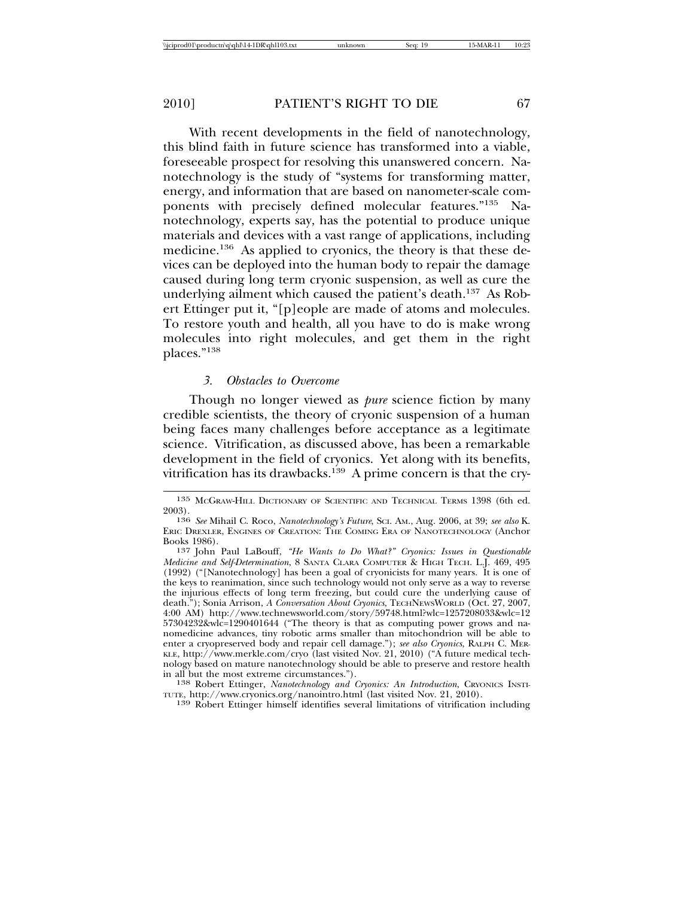With recent developments in the field of nanotechnology, this blind faith in future science has transformed into a viable, foreseeable prospect for resolving this unanswered concern. Nanotechnology is the study of "systems for transforming matter, energy, and information that are based on nanometer-scale components with precisely defined molecular features."[135] Nanotechnology, experts say, has the potential to produce unique materials and devices with a vast range of applications, including medicine.[136] As applied to cryonics, the theory is that these devices can be deployed into the human body to repair the damage caused during long term cryonic suspension, as well as cure the underlying ailment which caused the patient's death.[137] As Robert Ettinger put it, "[p]eople are made of atoms and molecules. To restore youth and health, all you have to do is make wrong molecules into right molecules, and get them in the right places."[138]

### *3. Obstacles to Overcome*

Though no longer viewed as *pure* science fiction by many credible scientists, the theory of cryonic suspension of a human being faces many challenges before acceptance as a legitimate science. Vitrification, as discussed above, has been a remarkable development in the field of cryonics. Yet along with its benefits, vitrification has its drawbacks.[139] A prime concern is that the cry-

---

135 McGraw-Hill Dictionary of Scientific and Technical Terms 1398 (6th ed. 2003).

136 *See* Mihail C. Roco, *Nanotechnology's Future*, Sci. Am., Aug. 2006, at 39; *see also* K. Eric Drexler, Engines of Creation: The Coming Era of Nanotechnology (Anchor Books 1986).

137 John Paul LaBouff, *"He Wants to Do What?" Cryonics: Issues in Questionable Medicine and Self-Determination*, 8 Santa Clara Computer & High Tech. L.J. 469, 495 (1992) ("[Nanotechnology] has been a goal of cryonicists for many years. It is one of the keys to reanimation, since such technology would not only serve as a way to reverse the injurious effects of long term freezing, but could cure the underlying cause of death."); Sonia Arrison, *A Conversation About Cryonics*, TechNewsWorld (Oct. 27, 2007, 4:00 AM) http://www.technewsworld.com/story/59748.html?wlc=1257208033&wlc=1257304232&wlc=1290401644 ("The theory is that as computing power grows and nanomedicine advances, tiny robotic arms smaller than mitochondrion will be able to enter a cryopreserved body and repair cell damage."); *see also Cryonics*, Ralph C. Merkle, http://www.merkle.com/cryo (last visited Nov. 21, 2010) ("A future medical technology based on mature nanotechnology should be able to preserve and restore health in all but the most extreme circumstances.").

138 Robert Ettinger, *Nanotechnology and Cryonics: An Introduction*, Cryonics Institute, http://www.cryonics.org/nanointro.html (last visited Nov. 21, 2010).

139 Robert Ettinger himself identifies several limitations of vitrification including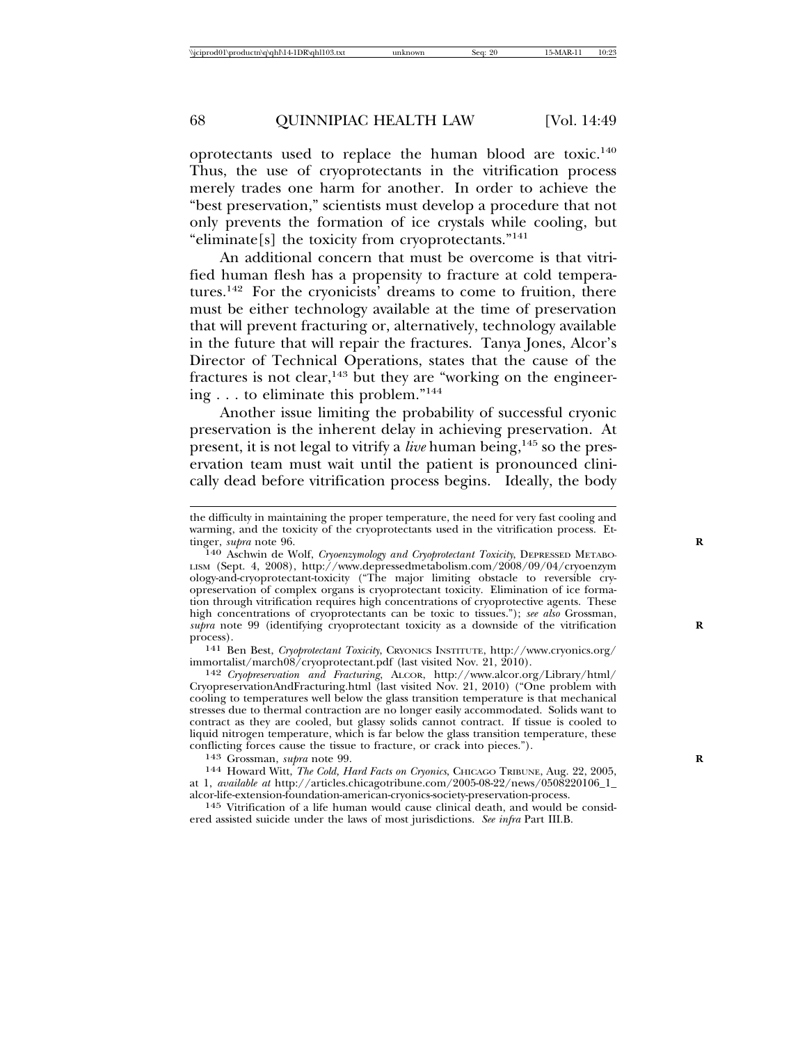oprotectants used to replace the human blood are toxic.[140] Thus, the use of cryoprotectants in the vitrification process merely trades one harm for another. In order to achieve the "best preservation," scientists must develop a procedure that not only prevents the formation of ice crystals while cooling, but "eliminate[s] the toxicity from cryoprotectants."[141]

An additional concern that must be overcome is that vitrified human flesh has a propensity to fracture at cold temperatures.[142] For the cryonicists' dreams to come to fruition, there must be either technology available at the time of preservation that will prevent fracturing or, alternatively, technology available in the future that will repair the fractures. Tanya Jones, Alcor's Director of Technical Operations, states that the cause of the fractures is not clear,[143] but they are "working on the engineering . . . to eliminate this problem."[144]

Another issue limiting the probability of successful cryonic preservation is the inherent delay in achieving preservation. At present, it is not legal to vitrify a *live* human being,[145] so the preservation team must wait until the patient is pronounced clinically dead before vitrification process begins. Ideally, the body

---

the difficulty in maintaining the proper temperature, the need for very fast cooling and warming, and the toxicity of the cryoprotectants used in the vitrification process. Ettinger, *supra* note 96.

[140] Aschwin de Wolf, *Cryoenzymology and Cryoprotectant Toxicity*, DEPRESSED METABOLISM (Sept. 4, 2008), http://www.depressedmetabolism.com/2008/09/04/cryoenzymology-and-cryoprotectant-toxicity ("The major limiting obstacle to reversible cryopreservation of complex organs is cryoprotectant toxicity. Elimination of ice formation through vitrification requires high concentrations of cryoprotective agents. These high concentrations of cryoprotectants can be toxic to tissues."); *see also* Grossman, *supra* note 99 (identifying cryoprotectant toxicity as a downside of the vitrification process).

[141] Ben Best, *Cryoprotectant Toxicity*, CRYONICS INSTITUTE, http://www.cryonics.org/immortalist/march08/cryoprotectant.pdf (last visited Nov. 21, 2010).

[142] *Cryopreservation and Fracturing*, ALCOR, http://www.alcor.org/Library/html/CryopreservationAndFracturing.html (last visited Nov. 21, 2010) ("One problem with cooling to temperatures well below the glass transition temperature is that mechanical stresses due to thermal contraction are no longer easily accommodated. Solids want to contract as they are cooled, but glassy solids cannot contract. If tissue is cooled to liquid nitrogen temperature, which is far below the glass transition temperature, these conflicting forces cause the tissue to fracture, or crack into pieces.").

[143] Grossman, *supra* note 99.

[144] Howard Witt, *The Cold, Hard Facts on Cryonics*, CHICAGO TRIBUNE, Aug. 22, 2005, at 1, *available at* http://articles.chicagotribune.com/2005-08-22/news/0508220106_1_alcor-life-extension-foundation-american-cryonics-society-preservation-process.

[145] Vitrification of a life human would cause clinical death, and would be considered assisted suicide under the laws of most jurisdictions. *See infra* Part III.B.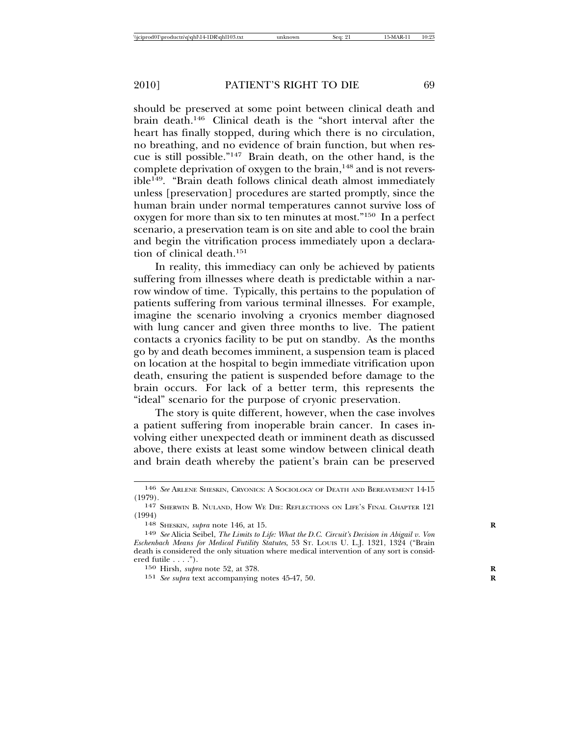should be preserved at some point between clinical death and brain death.[146] Clinical death is the "short interval after the heart has finally stopped, during which there is no circulation, no breathing, and no evidence of brain function, but when rescue is still possible."[147] Brain death, on the other hand, is the complete deprivation of oxygen to the brain,[148] and is not reversible[149]. "Brain death follows clinical death almost immediately unless [preservation] procedures are started promptly, since the human brain under normal temperatures cannot survive loss of oxygen for more than six to ten minutes at most."[150] In a perfect scenario, a preservation team is on site and able to cool the brain and begin the vitrification process immediately upon a declaration of clinical death.[151]

In reality, this immediacy can only be achieved by patients suffering from illnesses where death is predictable within a narrow window of time. Typically, this pertains to the population of patients suffering from various terminal illnesses. For example, imagine the scenario involving a cryonics member diagnosed with lung cancer and given three months to live. The patient contacts a cryonics facility to be put on standby. As the months go by and death becomes imminent, a suspension team is placed on location at the hospital to begin immediate vitrification upon death, ensuring the patient is suspended before damage to the brain occurs. For lack of a better term, this represents the "ideal" scenario for the purpose of cryonic preservation.

The story is quite different, however, when the case involves a patient suffering from inoperable brain cancer. In cases involving either unexpected death or imminent death as discussed above, there exists at least some window between clinical death and brain death whereby the patient's brain can be preserved

---

146 *See* Arlene Sheskin, Cryonics: A Sociology of Death and Bereavement 14-15 (1979).

147 Sherwin B. Nuland, How We Die: Reflections on Life's Final Chapter 121 (1994)

148 Sheskin, *supra* note 146, at 15.

149 *See* Alicia Seibel, *The Limits to Life: What the D.C. Circuit's Decision in Abigail v. Von Eschenbach Means for Medical Futility Statutes*, 53 St. Louis U. L.J. 1321, 1324 ("Brain death is considered the only situation where medical intervention of any sort is considered futile . . . .").

150 Hirsh, *supra* note 52, at 378.

151 *See supra* text accompanying notes 45-47, 50.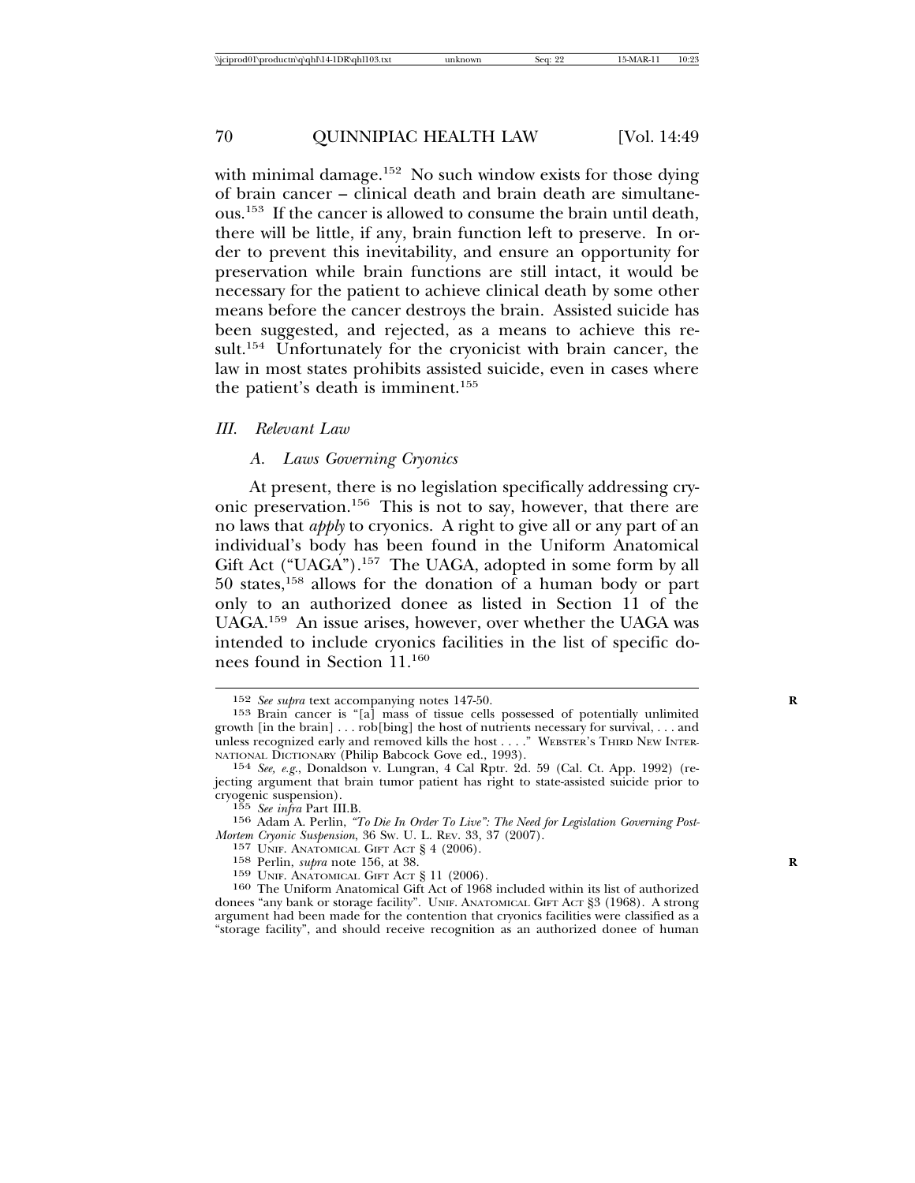with minimal damage.[152] No such window exists for those dying of brain cancer – clinical death and brain death are simultaneous.[153] If the cancer is allowed to consume the brain until death, there will be little, if any, brain function left to preserve. In order to prevent this inevitability, and ensure an opportunity for preservation while brain functions are still intact, it would be necessary for the patient to achieve clinical death by some other means before the cancer destroys the brain. Assisted suicide has been suggested, and rejected, as a means to achieve this result.[154] Unfortunately for the cryonicist with brain cancer, the law in most states prohibits assisted suicide, even in cases where the patient's death is imminent.[155]

### *III. Relevant Law*

#### *A. Laws Governing Cryonics*

At present, there is no legislation specifically addressing cryonic preservation.[156] This is not to say, however, that there are no laws that *apply* to cryonics. A right to give all or any part of an individual's body has been found in the Uniform Anatomical Gift Act ("UAGA").[157] The UAGA, adopted in some form by all 50 states,[158] allows for the donation of a human body or part only to an authorized donee as listed in Section 11 of the UAGA.[159] An issue arises, however, over whether the UAGA was intended to include cryonics facilities in the list of specific donees found in Section 11.[160]

---

152 *See supra* text accompanying notes 147-50.

153 Brain cancer is "[a] mass of tissue cells possessed of potentially unlimited growth [in the brain] . . . rob[bing] the host of nutrients necessary for survival, . . . and unless recognized early and removed kills the host . . . ." WEBSTER'S THIRD NEW INTERNATIONAL DICTIONARY (Philip Babcock Gove ed., 1993).

154 *See, e.g.*, Donaldson v. Lungran, 4 Cal Rptr. 2d. 59 (Cal. Ct. App. 1992) (rejecting argument that brain tumor patient has right to state-assisted suicide prior to cryogenic suspension).

155 *See infra* Part III.B.

156 Adam A. Perlin, *"To Die In Order To Live": The Need for Legislation Governing Post-Mortem Cryonic Suspension*, 36 SW. U. L. REV. 33, 37 (2007).

157 UNIF. ANATOMICAL GIFT ACT § 4 (2006).

158 Perlin, *supra* note 156, at 38.

159 UNIF. ANATOMICAL GIFT ACT § 11 (2006).

160 The Uniform Anatomical Gift Act of 1968 included within its list of authorized donees "any bank or storage facility". UNIF. ANATOMICAL GIFT ACT §3 (1968). A strong argument had been made for the contention that cryonics facilities were classified as a "storage facility", and should receive recognition as an authorized donee of human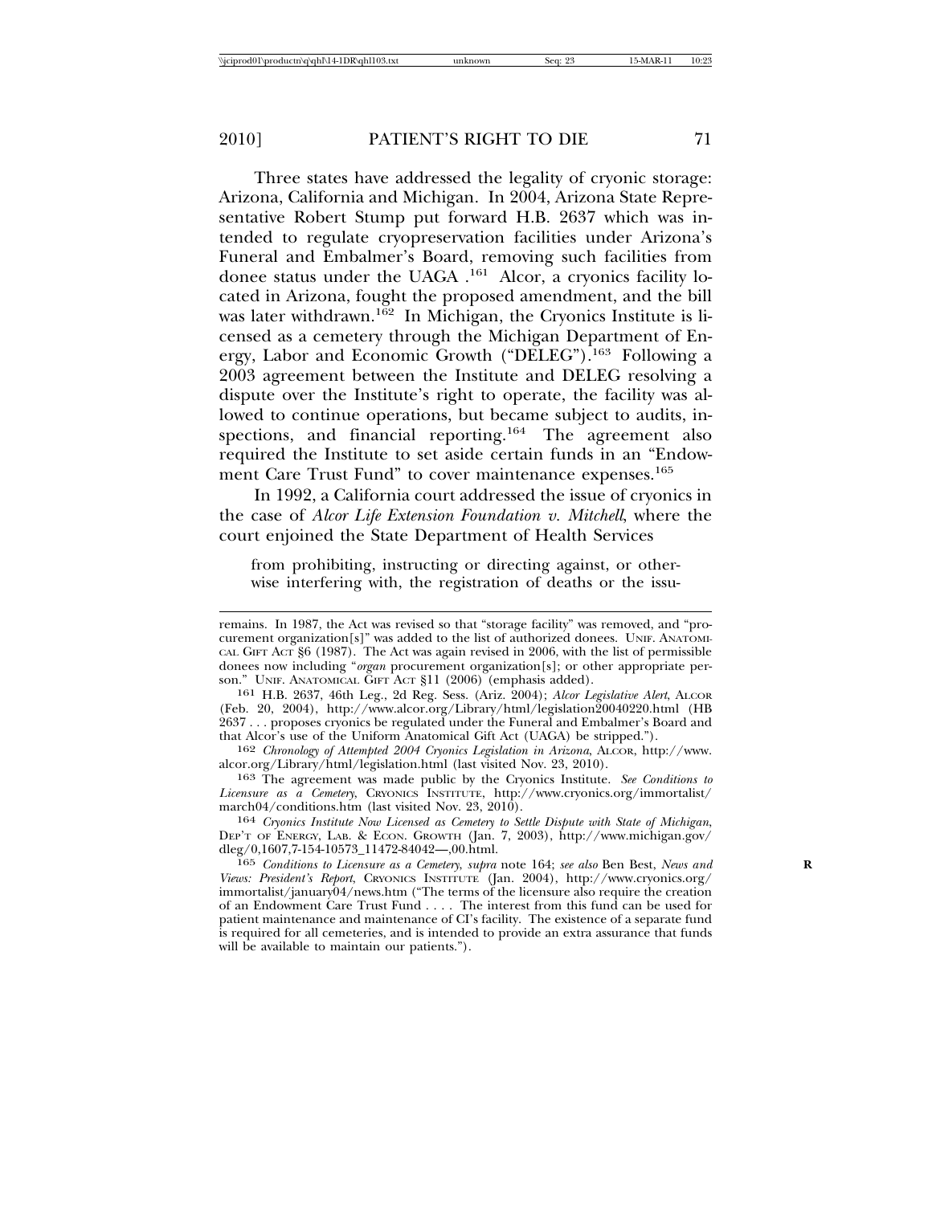Three states have addressed the legality of cryonic storage: Arizona, California and Michigan. In 2004, Arizona State Representative Robert Stump put forward H.B. 2637 which was intended to regulate cryopreservation facilities under Arizona's Funeral and Embalmer's Board, removing such facilities from donee status under the UAGA .[161] Alcor, a cryonics facility located in Arizona, fought the proposed amendment, and the bill was later withdrawn.[162] In Michigan, the Cryonics Institute is licensed as a cemetery through the Michigan Department of Energy, Labor and Economic Growth ("DELEG").[163] Following a 2003 agreement between the Institute and DELEG resolving a dispute over the Institute's right to operate, the facility was allowed to continue operations, but became subject to audits, inspections, and financial reporting.[164] The agreement also required the Institute to set aside certain funds in an "Endowment Care Trust Fund" to cover maintenance expenses.[165]

In 1992, a California court addressed the issue of cryonics in the case of *Alcor Life Extension Foundation v. Mitchell*, where the court enjoined the State Department of Health Services

> from prohibiting, instructing or directing against, or otherwise interfering with, the registration of deaths or the issu-

---

remains. In 1987, the Act was revised so that "storage facility" was removed, and "procurement organization[s]" was added to the list of authorized donees. UNIF. ANATOMICAL GIFT ACT §6 (1987). The Act was again revised in 2006, with the list of permissible donees now including "*organ* procurement organization[s]; or other appropriate person." UNIF. ANATOMICAL GIFT ACT §11 (2006) (emphasis added).

161 H.B. 2637, 46th Leg., 2d Reg. Sess. (Ariz. 2004); *Alcor Legislative Alert*, ALCOR (Feb. 20, 2004), http://www.alcor.org/Library/html/legislation20040220.html (HB 2637 . . . proposes cryonics be regulated under the Funeral and Embalmer's Board and that Alcor's use of the Uniform Anatomical Gift Act (UAGA) be stripped.").

162 *Chronology of Attempted 2004 Cryonics Legislation in Arizona*, ALCOR, http://www.alcor.org/Library/html/legislation.html (last visited Nov. 23, 2010).

163 The agreement was made public by the Cryonics Institute. *See Conditions to Licensure as a Cemetery*, CRYONICS INSTITUTE, http://www.cryonics.org/immortalist/march04/conditions.htm (last visited Nov. 23, 2010).

164 *Cryonics Institute Now Licensed as Cemetery to Settle Dispute with State of Michigan*, DEP'T OF ENERGY, LAB. & ECON. GROWTH (Jan. 7, 2003), http://www.michigan.gov/dleg/0,1607,7-154-10573_11472-84042—,00.html.

165 *Conditions to Licensure as a Cemetery*, *supra* note 164; *see also* Ben Best, *News and Views: President's Report*, CRYONICS INSTITUTE (Jan. 2004), http://www.cryonics.org/immortalist/january04/news.htm ("The terms of the licensure also require the creation of an Endowment Care Trust Fund . . . . The interest from this fund can be used for patient maintenance and maintenance of CI's facility. The existence of a separate fund is required for all cemeteries, and is intended to provide an extra assurance that funds will be available to maintain our patients.").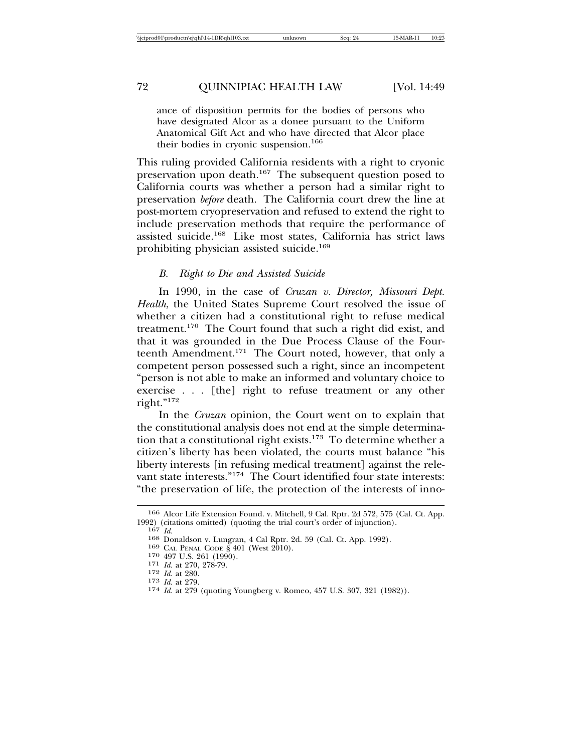ance of disposition permits for the bodies of persons who have designated Alcor as a donee pursuant to the Uniform Anatomical Gift Act and who have directed that Alcor place their bodies in cryonic suspension.[166]

This ruling provided California residents with a right to cryonic preservation upon death.[167] The subsequent question posed to California courts was whether a person had a similar right to preservation *before* death. The California court drew the line at post-mortem cryopreservation and refused to extend the right to include preservation methods that require the performance of assisted suicide.[168] Like most states, California has strict laws prohibiting physician assisted suicide.[169]

### *B. Right to Die and Assisted Suicide*

In 1990, in the case of *Cruzan v. Director, Missouri Dept. Health*, the United States Supreme Court resolved the issue of whether a citizen had a constitutional right to refuse medical treatment.[170] The Court found that such a right did exist, and that it was grounded in the Due Process Clause of the Fourteenth Amendment.[171] The Court noted, however, that only a competent person possessed such a right, since an incompetent "person is not able to make an informed and voluntary choice to exercise . . . [the] right to refuse treatment or any other right."[172]

In the *Cruzan* opinion, the Court went on to explain that the constitutional analysis does not end at the simple determination that a constitutional right exists.[173] To determine whether a citizen's liberty has been violated, the courts must balance "his liberty interests [in refusing medical treatment] against the relevant state interests."[174] The Court identified four state interests: "the preservation of life, the protection of the interests of inno-

---

166 Alcor Life Extension Found. v. Mitchell, 9 Cal. Rptr. 2d 572, 575 (Cal. Ct. App. 1992) (citations omitted) (quoting the trial court's order of injunction).

167 *Id.*

168 Donaldson v. Lungran, 4 Cal Rptr. 2d. 59 (Cal. Ct. App. 1992).

169 CAL PENAL CODE § 401 (West 2010).

170 497 U.S. 261 (1990).

171 *Id.* at 270, 278-79.

172 *Id.* at 280.

173 *Id.* at 279.

174 *Id.* at 279 (quoting Youngberg v. Romeo, 457 U.S. 307, 321 (1982)).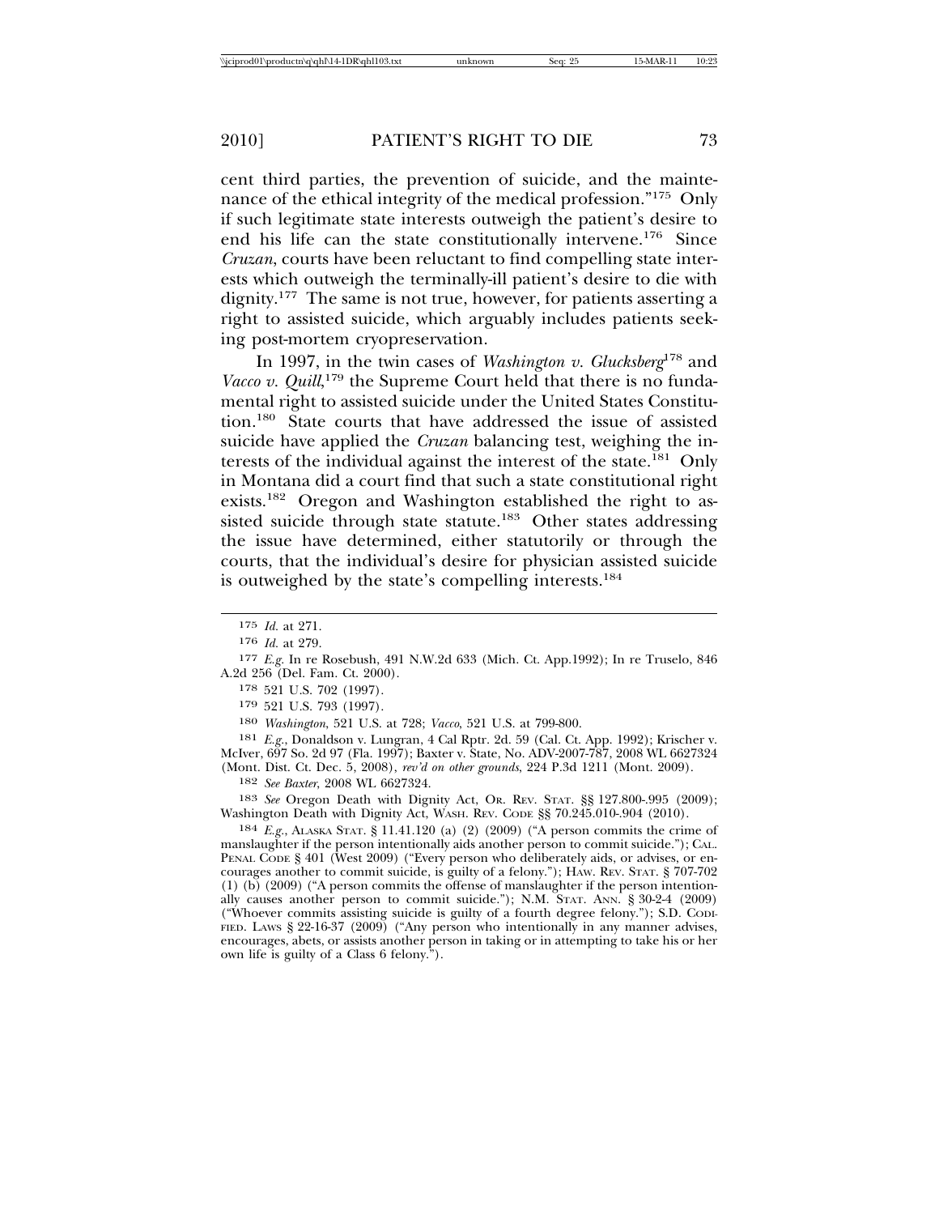cent third parties, the prevention of suicide, and the maintenance of the ethical integrity of the medical profession."[175] Only if such legitimate state interests outweigh the patient's desire to end his life can the state constitutionally intervene.[176] Since *Cruzan*, courts have been reluctant to find compelling state interests which outweigh the terminally-ill patient's desire to die with dignity.[177] The same is not true, however, for patients asserting a right to assisted suicide, which arguably includes patients seeking post-mortem cryopreservation.

In 1997, in the twin cases of *Washington v. Glucksberg*[178] and *Vacco v. Quill*,[179] the Supreme Court held that there is no fundamental right to assisted suicide under the United States Constitution.[180] State courts that have addressed the issue of assisted suicide have applied the *Cruzan* balancing test, weighing the interests of the individual against the interest of the state.[181] Only in Montana did a court find that such a state constitutional right exists.[182] Oregon and Washington established the right to assisted suicide through state statute.[183] Other states addressing the issue have determined, either statutorily or through the courts, that the individual's desire for physician assisted suicide is outweighed by the state's compelling interests.[184]

---

175 *Id.* at 271.

176 *Id.* at 279.

177 *E.g.* In re Rosebush, 491 N.W.2d 633 (Mich. Ct. App.1992); In re Truselo, 846 A.2d 256 (Del. Fam. Ct. 2000).

178 521 U.S. 702 (1997).

179 521 U.S. 793 (1997).

180 *Washington*, 521 U.S. at 728; *Vacco*, 521 U.S. at 799-800.

181 *E.g.*, Donaldson v. Lungran, 4 Cal Rptr. 2d. 59 (Cal. Ct. App. 1992); Krischer v. McIver, 697 So. 2d 97 (Fla. 1997); Baxter v. State, No. ADV-2007-787, 2008 WL 6627324 (Mont. Dist. Ct. Dec. 5, 2008), *rev'd on other grounds*, 224 P.3d 1211 (Mont. 2009).

182 *See Baxter*, 2008 WL 6627324.

183 *See* Oregon Death with Dignity Act, OR. REV. STAT. §§ 127.800-.995 (2009); Washington Death with Dignity Act, WASH. REV. CODE §§ 70.245.010-.904 (2010).

184 *E.g.*, ALASKA STAT. § 11.41.120 (a) (2) (2009) ("A person commits the crime of manslaughter if the person intentionally aids another person to commit suicide."); CAL. PENAL CODE § 401 (West 2009) ("Every person who deliberately aids, or advises, or encourages another to commit suicide, is guilty of a felony."); HAW. REV. STAT. § 707-702 (1) (b) (2009) ("A person commits the offense of manslaughter if the person intentionally causes another person to commit suicide."); N.M. STAT. ANN. § 30-2-4 (2009) ("Whoever commits assisting suicide is guilty of a fourth degree felony."); S.D. CODIFIED. LAWS § 22-16-37 (2009) ("Any person who intentionally in any manner advises, encourages, abets, or assists another person in taking or in attempting to take his or her own life is guilty of a Class 6 felony.").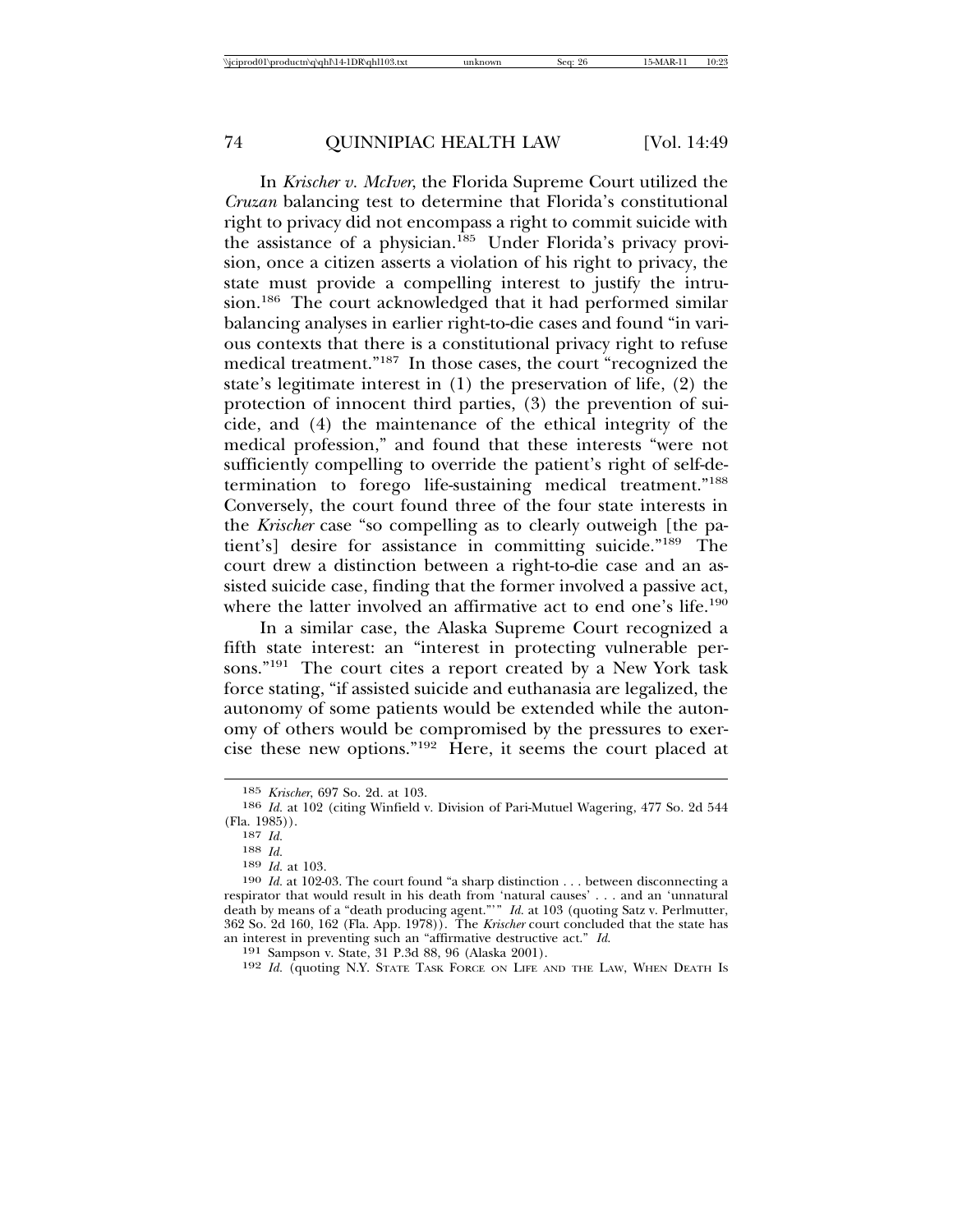In *Krischer v. McIver*, the Florida Supreme Court utilized the *Cruzan* balancing test to determine that Florida's constitutional right to privacy did not encompass a right to commit suicide with the assistance of a physician.[185] Under Florida's privacy provision, once a citizen asserts a violation of his right to privacy, the state must provide a compelling interest to justify the intrusion.[186] The court acknowledged that it had performed similar balancing analyses in earlier right-to-die cases and found "in various contexts that there is a constitutional privacy right to refuse medical treatment."[187] In those cases, the court "recognized the state's legitimate interest in (1) the preservation of life, (2) the protection of innocent third parties, (3) the prevention of suicide, and (4) the maintenance of the ethical integrity of the medical profession," and found that these interests "were not sufficiently compelling to override the patient's right of self-determination to forego life-sustaining medical treatment."[188] Conversely, the court found three of the four state interests in the *Krischer* case "so compelling as to clearly outweigh [the patient's] desire for assistance in committing suicide."[189] The court drew a distinction between a right-to-die case and an assisted suicide case, finding that the former involved a passive act, where the latter involved an affirmative act to end one's life.[190]

In a similar case, the Alaska Supreme Court recognized a fifth state interest: an "interest in protecting vulnerable persons."[191] The court cites a report created by a New York task force stating, "if assisted suicide and euthanasia are legalized, the autonomy of some patients would be extended while the autonomy of others would be compromised by the pressures to exercise these new options."[192] Here, it seems the court placed at

---

185 *Krischer*, 697 So. 2d. at 103.

186 *Id.* at 102 (citing Winfield v. Division of Pari-Mutuel Wagering, 477 So. 2d 544 (Fla. 1985)).

187 *Id.*

188 *Id.*

189 *Id.* at 103.

190 *Id.* at 102-03. The court found "a sharp distinction . . . between disconnecting a respirator that would result in his death from 'natural causes' . . . and an 'unnatural death by means of a "death producing agent."'" *Id.* at 103 (quoting Satz v. Perlmutter, 362 So. 2d 160, 162 (Fla. App. 1978)). The *Krischer* court concluded that the state has an interest in preventing such an "affirmative destructive act." *Id.*

191 Sampson v. State, 31 P.3d 88, 96 (Alaska 2001).

192 *Id.* (quoting N.Y. STATE TASK FORCE ON LIFE AND THE LAW, WHEN DEATH IS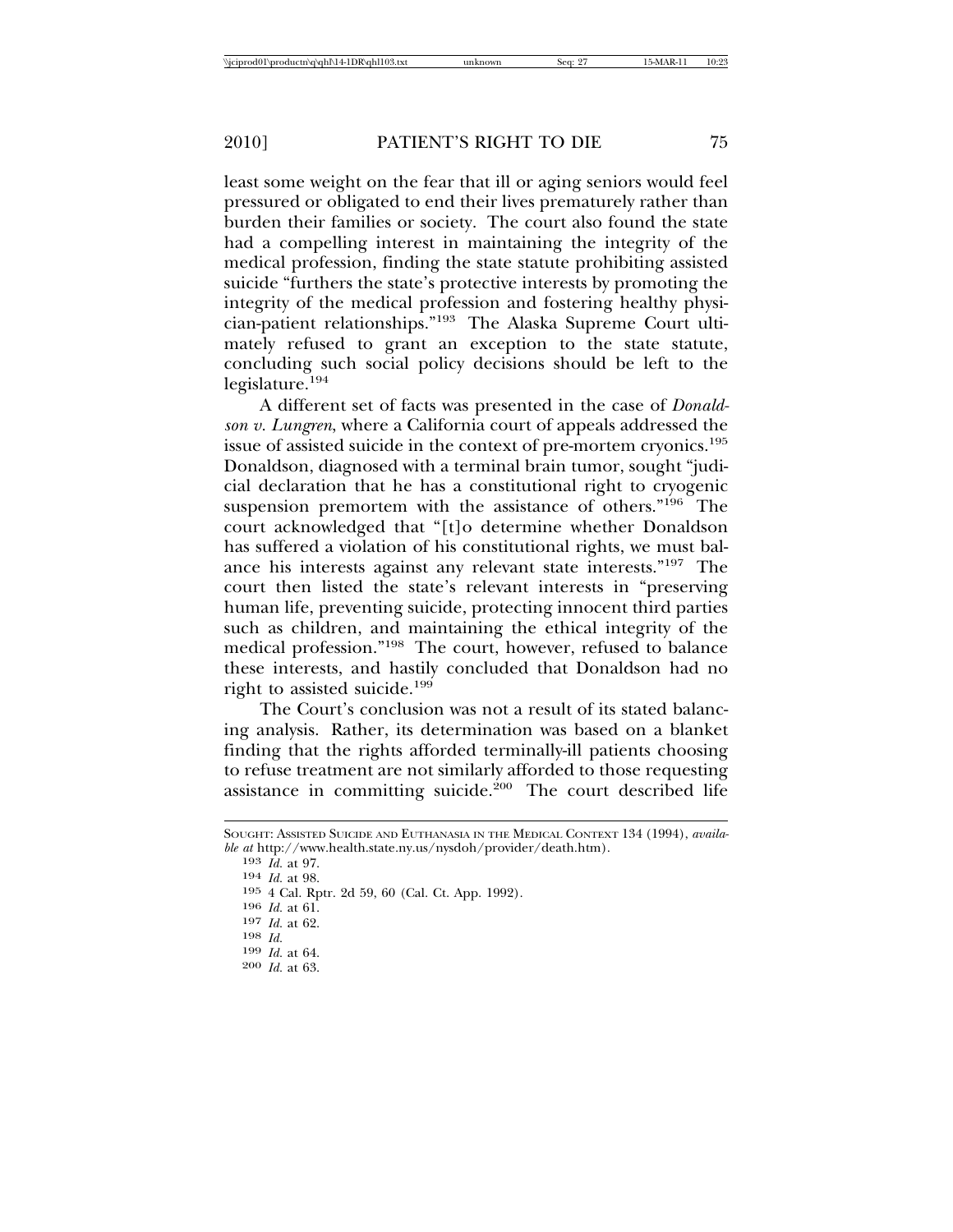least some weight on the fear that ill or aging seniors would feel pressured or obligated to end their lives prematurely rather than burden their families or society. The court also found the state had a compelling interest in maintaining the integrity of the medical profession, finding the state statute prohibiting assisted suicide "furthers the state's protective interests by promoting the integrity of the medical profession and fostering healthy physician-patient relationships."[193] The Alaska Supreme Court ultimately refused to grant an exception to the state statute, concluding such social policy decisions should be left to the legislature.[194]

A different set of facts was presented in the case of *Donaldson v. Lungren*, where a California court of appeals addressed the issue of assisted suicide in the context of pre-mortem cryonics.[195] Donaldson, diagnosed with a terminal brain tumor, sought "judicial declaration that he has a constitutional right to cryogenic suspension premortem with the assistance of others."[196] The court acknowledged that "[t]o determine whether Donaldson has suffered a violation of his constitutional rights, we must balance his interests against any relevant state interests."[197] The court then listed the state's relevant interests in "preserving human life, preventing suicide, protecting innocent third parties such as children, and maintaining the ethical integrity of the medical profession."[198] The court, however, refused to balance these interests, and hastily concluded that Donaldson had no right to assisted suicide.[199]

The Court's conclusion was not a result of its stated balancing analysis. Rather, its determination was based on a blanket finding that the rights afforded terminally-ill patients choosing to refuse treatment are not similarly afforded to those requesting assistance in committing suicide.[200] The court described life

---

SOUGHT: ASSISTED SUICIDE AND EUTHANASIA IN THE MEDICAL CONTEXT 134 (1994), *available at* http://www.health.state.ny.us/nysdoh/provider/death.htm).

193 *Id.* at 97.

194 *Id.* at 98.

195 4 Cal. Rptr. 2d 59, 60 (Cal. Ct. App. 1992).

196 *Id.* at 61.

197 *Id.* at 62.

198 *Id.*

199 *Id.* at 64.

200 *Id.* at 63.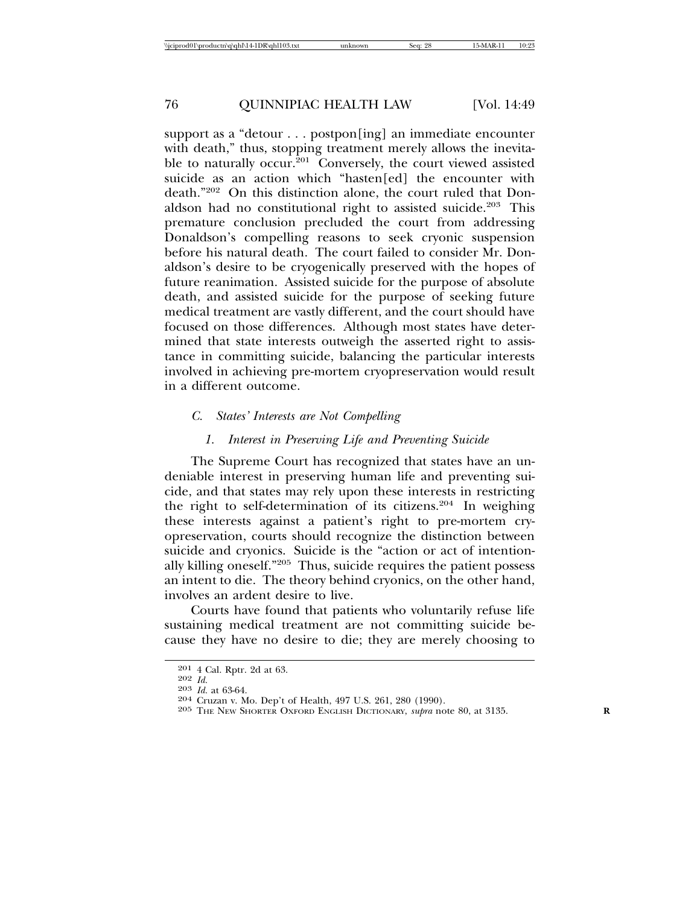support as a "detour . . . postpon[ing] an immediate encounter with death," thus, stopping treatment merely allows the inevitable to naturally occur.[201] Conversely, the court viewed assisted suicide as an action which "hasten[ed] the encounter with death."[202] On this distinction alone, the court ruled that Donaldson had no constitutional right to assisted suicide.[203] This premature conclusion precluded the court from addressing Donaldson's compelling reasons to seek cryonic suspension before his natural death. The court failed to consider Mr. Donaldson's desire to be cryogenically preserved with the hopes of future reanimation. Assisted suicide for the purpose of absolute death, and assisted suicide for the purpose of seeking future medical treatment are vastly different, and the court should have focused on those differences. Although most states have determined that state interests outweigh the asserted right to assistance in committing suicide, balancing the particular interests involved in achieving pre-mortem cryopreservation would result in a different outcome.

### *C. States' Interests are Not Compelling*

#### *1. Interest in Preserving Life and Preventing Suicide*

The Supreme Court has recognized that states have an undeniable interest in preserving human life and preventing suicide, and that states may rely upon these interests in restricting the right to self-determination of its citizens.[204] In weighing these interests against a patient's right to pre-mortem cryopreservation, courts should recognize the distinction between suicide and cryonics. Suicide is the "action or act of intentionally killing oneself."[205] Thus, suicide requires the patient possess an intent to die. The theory behind cryonics, on the other hand, involves an ardent desire to live.

Courts have found that patients who voluntarily refuse life sustaining medical treatment are not committing suicide because they have no desire to die; they are merely choosing to

---

201 4 Cal. Rptr. 2d at 63.

202 *Id.*

203 *Id.* at 63-64.

204 Cruzan v. Mo. Dep't of Health, 497 U.S. 261, 280 (1990).

205 THE NEW SHORTER OXFORD ENGLISH DICTIONARY, *supra* note 80, at 3135.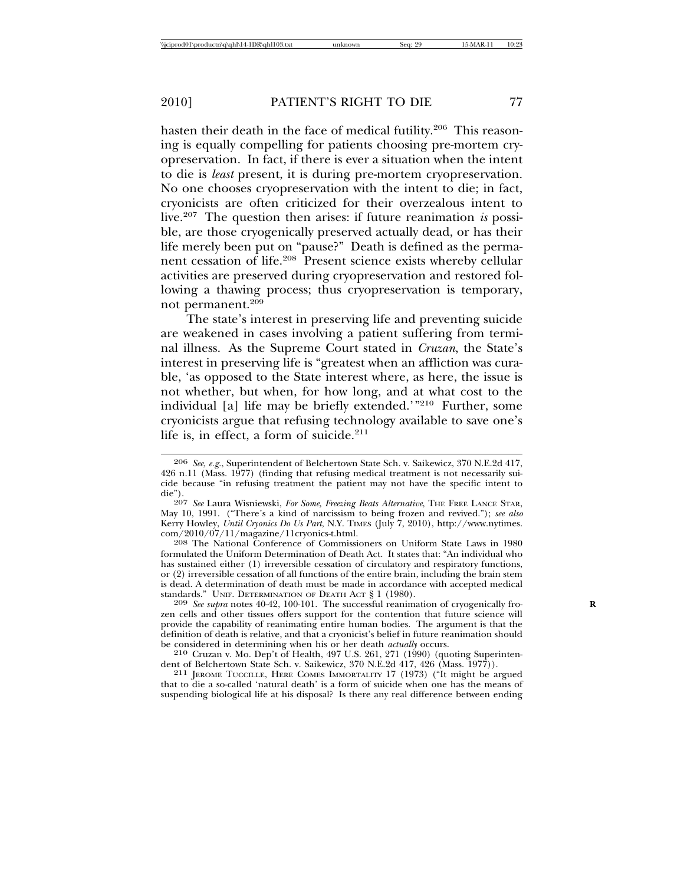hasten their death in the face of medical futility.[206] This reasoning is equally compelling for patients choosing pre-mortem cryopreservation. In fact, if there is ever a situation when the intent to die is *least* present, it is during pre-mortem cryopreservation. No one chooses cryopreservation with the intent to die; in fact, cryonicists are often criticized for their overzealous intent to live.[207] The question then arises: if future reanimation *is* possible, are those cryogenically preserved actually dead, or has their life merely been put on "pause?" Death is defined as the permanent cessation of life.[208] Present science exists whereby cellular activities are preserved during cryopreservation and restored following a thawing process; thus cryopreservation is temporary, not permanent.[209]

The state's interest in preserving life and preventing suicide are weakened in cases involving a patient suffering from terminal illness. As the Supreme Court stated in *Cruzan*, the State's interest in preserving life is "greatest when an affliction was curable, 'as opposed to the State interest where, as here, the issue is not whether, but when, for how long, and at what cost to the individual [a] life may be briefly extended.'"[210] Further, some cryonicists argue that refusing technology available to save one's life is, in effect, a form of suicide.[211]

---

206 *See, e.g.*, Superintendent of Belchertown State Sch. v. Saikewicz, 370 N.E.2d 417, 426 n.11 (Mass. 1977) (finding that refusing medical treatment is not necessarily suicide because "in refusing treatment the patient may not have the specific intent to die").

207 *See* Laura Wisniewski, *For Some, Freezing Beats Alternative*, THE FREE LANCE STAR, May 10, 1991. ("There's a kind of narcissism to being frozen and revived."); *see also* Kerry Howley, *Until Cryonics Do Us Part*, N.Y. TIMES (July 7, 2010), http://www.nytimes.com/2010/07/11/magazine/11cryonics-t.html.

208 The National Conference of Commissioners on Uniform State Laws in 1980 formulated the Uniform Determination of Death Act. It states that: "An individual who has sustained either (1) irreversible cessation of circulatory and respiratory functions, or (2) irreversible cessation of all functions of the entire brain, including the brain stem is dead. A determination of death must be made in accordance with accepted medical standards." UNIF. DETERMINATION OF DEATH ACT § 1 (1980).

209 *See supra* notes 40-42, 100-101. The successful reanimation of cryogenically frozen cells and other tissues offers support for the contention that future science will provide the capability of reanimating entire human bodies. The argument is that the definition of death is relative, and that a cryonicist's belief in future reanimation should be considered in determining when his or her death *actually* occurs.

210 Cruzan v. Mo. Dep't of Health, 497 U.S. 261, 271 (1990) (quoting Superintendent of Belchertown State Sch. v. Saikewicz, 370 N.E.2d 417, 426 (Mass. 1977)).

211 JEROME TUCCILLE, HERE COMES IMMORTALITY 17 (1973) ("It might be argued that to die a so-called 'natural death' is a form of suicide when one has the means of suspending biological life at his disposal? Is there any real difference between ending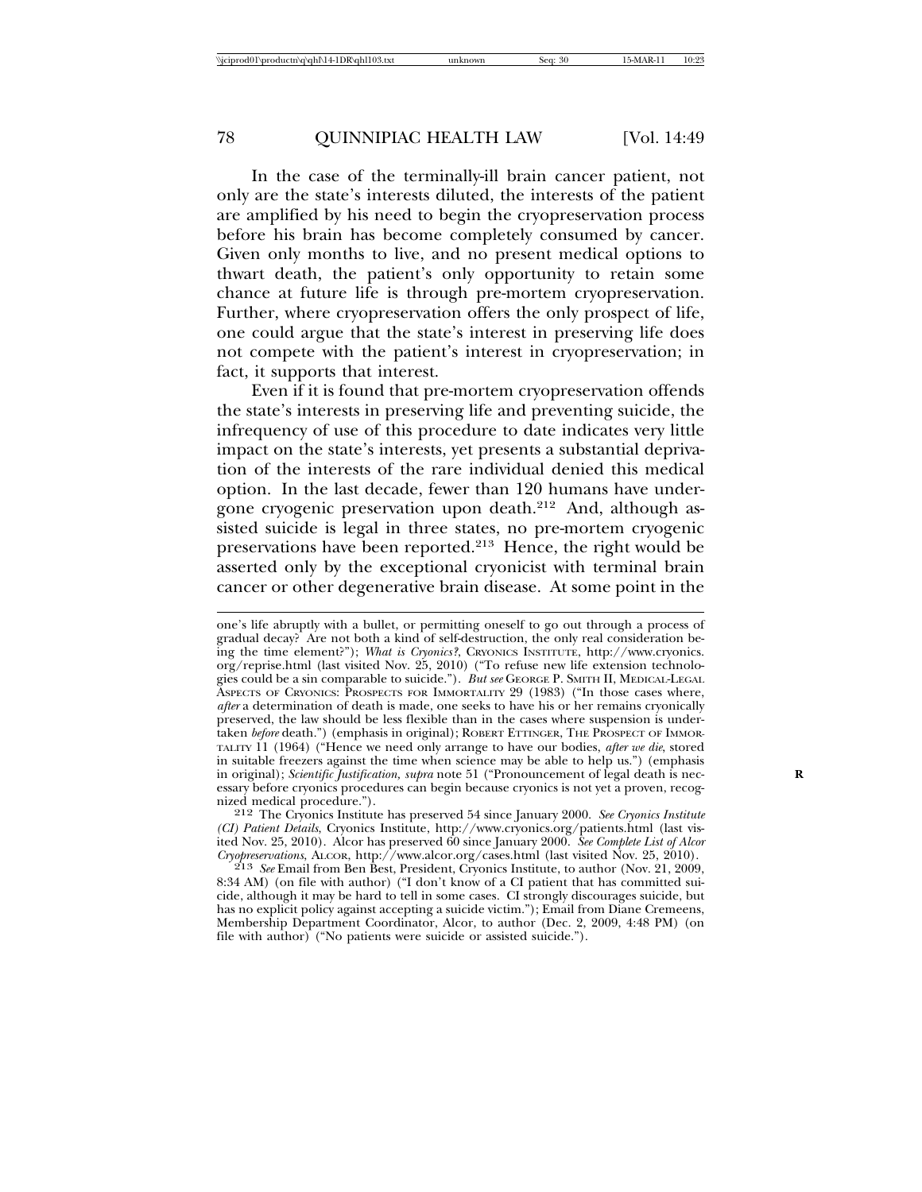In the case of the terminally-ill brain cancer patient, not only are the state's interests diluted, the interests of the patient are amplified by his need to begin the cryopreservation process before his brain has become completely consumed by cancer. Given only months to live, and no present medical options to thwart death, the patient's only opportunity to retain some chance at future life is through pre-mortem cryopreservation. Further, where cryopreservation offers the only prospect of life, one could argue that the state's interest in preserving life does not compete with the patient's interest in cryopreservation; in fact, it supports that interest.

Even if it is found that pre-mortem cryopreservation offends the state's interests in preserving life and preventing suicide, the infrequency of use of this procedure to date indicates very little impact on the state's interests, yet presents a substantial deprivation of the interests of the rare individual denied this medical option. In the last decade, fewer than 120 humans have undergone cryogenic preservation upon death.[212] And, although assisted suicide is legal in three states, no pre-mortem cryogenic preservations have been reported.[213] Hence, the right would be asserted only by the exceptional cryonicist with terminal brain cancer or other degenerative brain disease. At some point in the

---

one's life abruptly with a bullet, or permitting oneself to go out through a process of gradual decay? Are not both a kind of self-destruction, the only real consideration being the time element?"); *What is Cryonics?*, CRYONICS INSTITUTE, http://www.cryonics.org/reprise.html (last visited Nov. 25, 2010) ("To refuse new life extension technologies could be a sin comparable to suicide."). *But see* GEORGE P. SMITH II, MEDICAL-LEGAL ASPECTS OF CRYONICS: PROSPECTS FOR IMMORTALITY 29 (1983) ("In those cases where, *after* a determination of death is made, one seeks to have his or her remains cryonically preserved, the law should be less flexible than in the cases where suspension is undertaken *before* death.") (emphasis in original); ROBERT ETTINGER, THE PROSPECT OF IMMORTALITY 11 (1964) ("Hence we need only arrange to have our bodies, *after we die*, stored in suitable freezers against the time when science may be able to help us.") (emphasis in original); *Scientific Justification*, *supra* note 51 ("Pronouncement of legal death is necessary before cryonics procedures can begin because cryonics is not yet a proven, recognized medical procedure.").

[212] The Cryonics Institute has preserved 54 since January 2000. *See Cryonics Institute (CI) Patient Details*, Cryonics Institute, http://www.cryonics.org/patients.html (last visited Nov. 25, 2010). Alcor has preserved 60 since January 2000. *See Complete List of Alcor Cryopreservations*, ALCOR, http://www.alcor.org/cases.html (last visited Nov. 25, 2010).

[213] *See* Email from Ben Best, President, Cryonics Institute, to author (Nov. 21, 2009, 8:34 AM) (on file with author) ("I don't know of a CI patient that has committed suicide, although it may be hard to tell in some cases. CI strongly discourages suicide, but has no explicit policy against accepting a suicide victim."); Email from Diane Cremeens, Membership Department Coordinator, Alcor, to author (Dec. 2, 2009, 4:48 PM) (on file with author) ("No patients were suicide or assisted suicide.").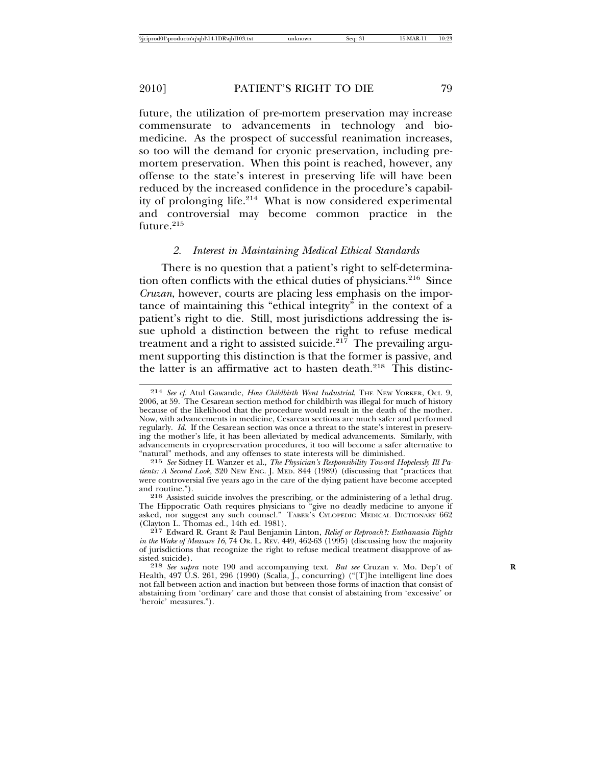future, the utilization of pre-mortem preservation may increase commensurate to advancements in technology and biomedicine. As the prospect of successful reanimation increases, so too will the demand for cryonic preservation, including pre-mortem preservation. When this point is reached, however, any offense to the state's interest in preserving life will have been reduced by the increased confidence in the procedure's capability of prolonging life.[214] What is now considered experimental and controversial may become common practice in the future.[215]

### *2. Interest in Maintaining Medical Ethical Standards*

There is no question that a patient's right to self-determination often conflicts with the ethical duties of physicians.[216] Since *Cruzan*, however, courts are placing less emphasis on the importance of maintaining this "ethical integrity" in the context of a patient's right to die. Still, most jurisdictions addressing the issue uphold a distinction between the right to refuse medical treatment and a right to assisted suicide.[217] The prevailing argument supporting this distinction is that the former is passive, and the latter is an affirmative act to hasten death.[218] This distinc-

---

[214] *See cf.* Atul Gawande, *How Childbirth Went Industrial*, THE NEW YORKER, Oct. 9, 2006, at 59. The Cesarean section method for childbirth was illegal for much of history because of the likelihood that the procedure would result in the death of the mother. Now, with advancements in medicine, Cesarean sections are much safer and performed regularly. *Id.* If the Cesarean section was once a threat to the state's interest in preserving the mother's life, it has been alleviated by medical advancements. Similarly, with advancements in cryopreservation procedures, it too will become a safer alternative to "natural" methods, and any offenses to state interests will be diminished.

[215] *See* Sidney H. Wanzer et al., *The Physician's Responsibility Toward Hopelessly Ill Patients: A Second Look*, 320 NEW ENG. J. MED. 844 (1989) (discussing that "practices that were controversial five years ago in the care of the dying patient have become accepted and routine.").

[216] Assisted suicide involves the prescribing, or the administering of a lethal drug. The Hippocratic Oath requires physicians to "give no deadly medicine to anyone if asked, nor suggest any such counsel." TABER'S CYLOPEDIC MEDICAL DICTIONARY 662 (Clayton L. Thomas ed., 14th ed. 1981).

[217] Edward R. Grant & Paul Benjamin Linton, *Relief or Reproach?: Euthanasia Rights in the Wake of Measure 16*, 74 OR. L. REV. 449, 462-63 (1995) (discussing how the majority of jurisdictions that recognize the right to refuse medical treatment disapprove of assisted suicide).

[218] *See supra* note 190 and accompanying text. *But see* Cruzan v. Mo. Dep't of Health, 497 U.S. 261, 296 (1990) (Scalia, J., concurring) ("[T]he intelligent line does not fall between action and inaction but between those forms of inaction that consist of abstaining from 'ordinary' care and those that consist of abstaining from 'excessive' or 'heroic' measures.").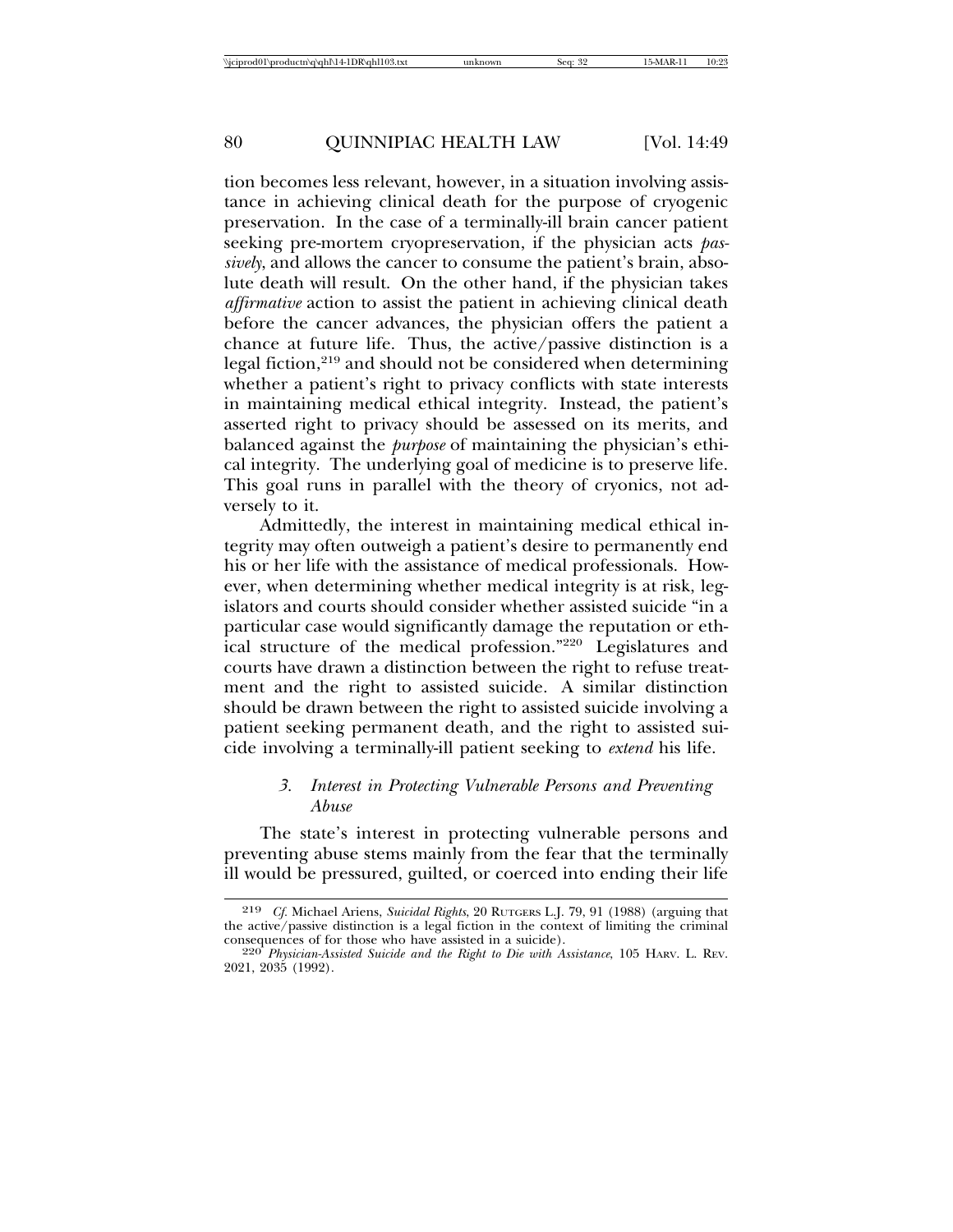tion becomes less relevant, however, in a situation involving assistance in achieving clinical death for the purpose of cryogenic preservation. In the case of a terminally-ill brain cancer patient seeking pre-mortem cryopreservation, if the physician acts *passively*, and allows the cancer to consume the patient's brain, absolute death will result. On the other hand, if the physician takes *affirmative* action to assist the patient in achieving clinical death before the cancer advances, the physician offers the patient a chance at future life. Thus, the active/passive distinction is a legal fiction,[219] and should not be considered when determining whether a patient's right to privacy conflicts with state interests in maintaining medical ethical integrity. Instead, the patient's asserted right to privacy should be assessed on its merits, and balanced against the *purpose* of maintaining the physician's ethical integrity. The underlying goal of medicine is to preserve life. This goal runs in parallel with the theory of cryonics, not adversely to it.

Admittedly, the interest in maintaining medical ethical integrity may often outweigh a patient's desire to permanently end his or her life with the assistance of medical professionals. However, when determining whether medical integrity is at risk, legislators and courts should consider whether assisted suicide "in a particular case would significantly damage the reputation or ethical structure of the medical profession."[220] Legislatures and courts have drawn a distinction between the right to refuse treatment and the right to assisted suicide. A similar distinction should be drawn between the right to assisted suicide involving a patient seeking permanent death, and the right to assisted suicide involving a terminally-ill patient seeking to *extend* his life.

### *3. Interest in Protecting Vulnerable Persons and Preventing Abuse*

The state's interest in protecting vulnerable persons and preventing abuse stems mainly from the fear that the terminally ill would be pressured, guilted, or coerced into ending their life

---

[219] *Cf.* Michael Ariens, *Suicidal Rights*, 20 RUTGERS L.J. 79, 91 (1988) (arguing that the active/passive distinction is a legal fiction in the context of limiting the criminal consequences of for those who have assisted in a suicide).

[220] *Physician-Assisted Suicide and the Right to Die with Assistance*, 105 HARV. L. REV. 2021, 2035 (1992).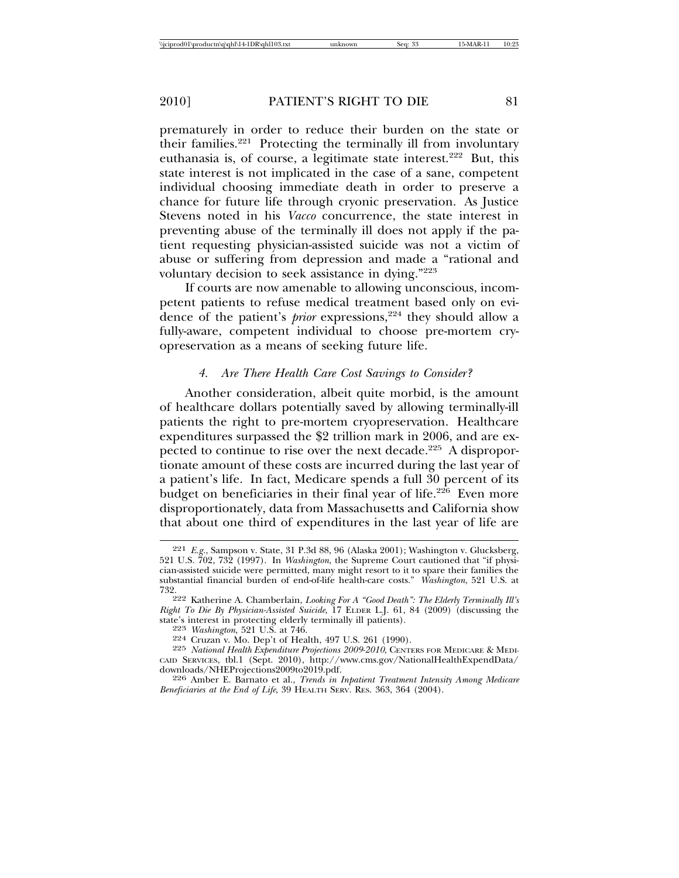prematurely in order to reduce their burden on the state or their families.[221] Protecting the terminally ill from involuntary euthanasia is, of course, a legitimate state interest.[222] But, this state interest is not implicated in the case of a sane, competent individual choosing immediate death in order to preserve a chance for future life through cryonic preservation. As Justice Stevens noted in his *Vacco* concurrence, the state interest in preventing abuse of the terminally ill does not apply if the patient requesting physician-assisted suicide was not a victim of abuse or suffering from depression and made a "rational and voluntary decision to seek assistance in dying."[223]

If courts are now amenable to allowing unconscious, incompetent patients to refuse medical treatment based only on evidence of the patient's *prior* expressions,[224] they should allow a fully-aware, competent individual to choose pre-mortem cryopreservation as a means of seeking future life.

#### *4. Are There Health Care Cost Savings to Consider?*

Another consideration, albeit quite morbid, is the amount of healthcare dollars potentially saved by allowing terminally-ill patients the right to pre-mortem cryopreservation. Healthcare expenditures surpassed the $2 trillion mark in 2006, and are expected to continue to rise over the next decade.[225] A disproportionate amount of these costs are incurred during the last year of a patient's life. In fact, Medicare spends a full 30 percent of its budget on beneficiaries in their final year of life.[226] Even more disproportionately, data from Massachusetts and California show that about one third of expenditures in the last year of life are

---

[221] *E.g.*, Sampson v. State, 31 P.3d 88, 96 (Alaska 2001); Washington v. Glucksberg, 521 U.S. 702, 732 (1997). In *Washington*, the Supreme Court cautioned that "if physician-assisted suicide were permitted, many might resort to it to spare their families the substantial financial burden of end-of-life health-care costs." *Washington*, 521 U.S. at 732.

[222] Katherine A. Chamberlain, *Looking For A "Good Death": The Elderly Terminally Ill's Right To Die By Physician-Assisted Suicide*, 17 ELDER L.J. 61, 84 (2009) (discussing the state's interest in protecting elderly terminally ill patients).

[223] *Washington*, 521 U.S. at 746.

[224] Cruzan v. Mo. Dep't of Health, 497 U.S. 261 (1990).

[225] *National Health Expenditure Projections 2009-2010*, CENTERS FOR MEDICARE & MEDICAID SERVICES, tbl.1 (Sept. 2010), http://www.cms.gov/NationalHealthExpendData/downloads/NHEProjections2009to2019.pdf.

[226] Amber E. Barnato et al., *Trends in Inpatient Treatment Intensity Among Medicare Beneficiaries at the End of Life*, 39 HEALTH SERV. RES. 363, 364 (2004).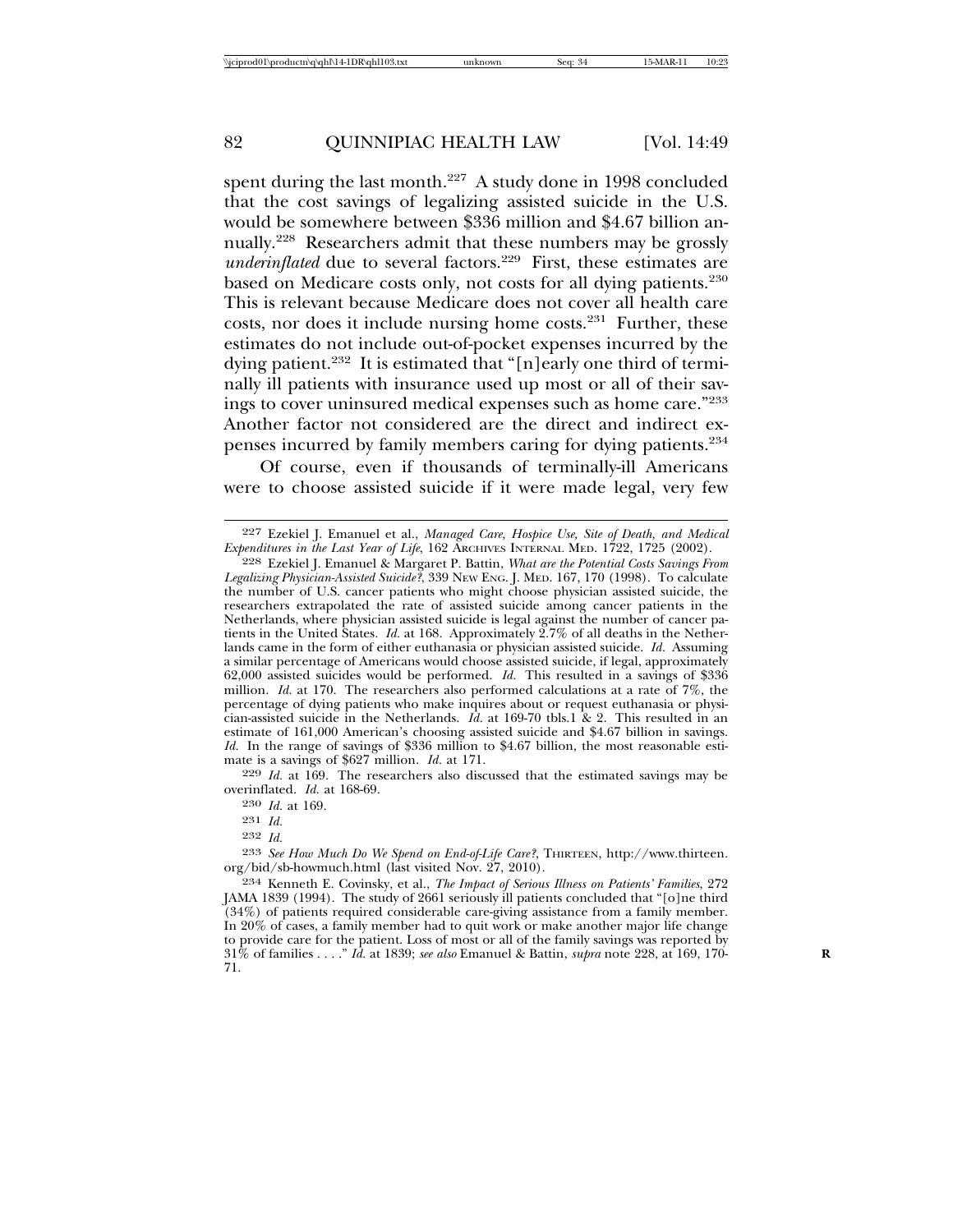spent during the last month.[227] A study done in 1998 concluded that the cost savings of legalizing assisted suicide in the U.S. would be somewhere between $336 million and $4.67 billion annually.[228] Researchers admit that these numbers may be grossly *underinflated* due to several factors.[229] First, these estimates are based on Medicare costs only, not costs for all dying patients.[230] This is relevant because Medicare does not cover all health care costs, nor does it include nursing home costs.[231] Further, these estimates do not include out-of-pocket expenses incurred by the dying patient.[232] It is estimated that "[n]early one third of terminally ill patients with insurance used up most or all of their savings to cover uninsured medical expenses such as home care."[233] Another factor not considered are the direct and indirect expenses incurred by family members caring for dying patients.[234]

Of course, even if thousands of terminally-ill Americans were to choose assisted suicide if it were made legal, very few

---

227 Ezekiel J. Emanuel et al., *Managed Care, Hospice Use, Site of Death, and Medical Expenditures in the Last Year of Life*, 162 ARCHIVES INTERNAL MED. 1722, 1725 (2002).

228 Ezekiel J. Emanuel & Margaret P. Battin, *What are the Potential Costs Savings From Legalizing Physician-Assisted Suicide?*, 339 NEW ENG. J. MED. 167, 170 (1998). To calculate the number of U.S. cancer patients who might choose physician assisted suicide, the researchers extrapolated the rate of assisted suicide among cancer patients in the Netherlands, where physician assisted suicide is legal against the number of cancer patients in the United States. *Id.* at 168. Approximately 2.7% of all deaths in the Netherlands came in the form of either euthanasia or physician assisted suicide. *Id.* Assuming a similar percentage of Americans would choose assisted suicide, if legal, approximately 62,000 assisted suicides would be performed. *Id.* This resulted in a savings of $336 million. *Id.* at 170. The researchers also performed calculations at a rate of 7%, the percentage of dying patients who make inquires about or request euthanasia or physician-assisted suicide in the Netherlands. *Id.* at 169-70 tbls.1 & 2. This resulted in an estimate of 161,000 American's choosing assisted suicide and $4.67 billion in savings. *Id.* In the range of savings of $336 million to $4.67 billion, the most reasonable estimate is a savings of $627 million. *Id.* at 171.

229 *Id.* at 169. The researchers also discussed that the estimated savings may be overinflated. *Id.* at 168-69.

230 *Id.* at 169.

231 *Id.*

232 *Id.*

233 *See How Much Do We Spend on End-of-Life Care?*, THIRTEEN, http://www.thirteen.org/bid/sb-howmuch.html (last visited Nov. 27, 2010).

234 Kenneth E. Covinsky, et al., *The Impact of Serious Illness on Patients' Families*, 272 JAMA 1839 (1994). The study of 2661 seriously ill patients concluded that "[o]ne third (34%) of patients required considerable care-giving assistance from a family member. In 20% of cases, a family member had to quit work or make another major life change to provide care for the patient. Loss of most or all of the family savings was reported by 31% of families . . . ." *Id.* at 1839; *see also* Emanuel & Battin, *supra* note 228, at 169, 170-71.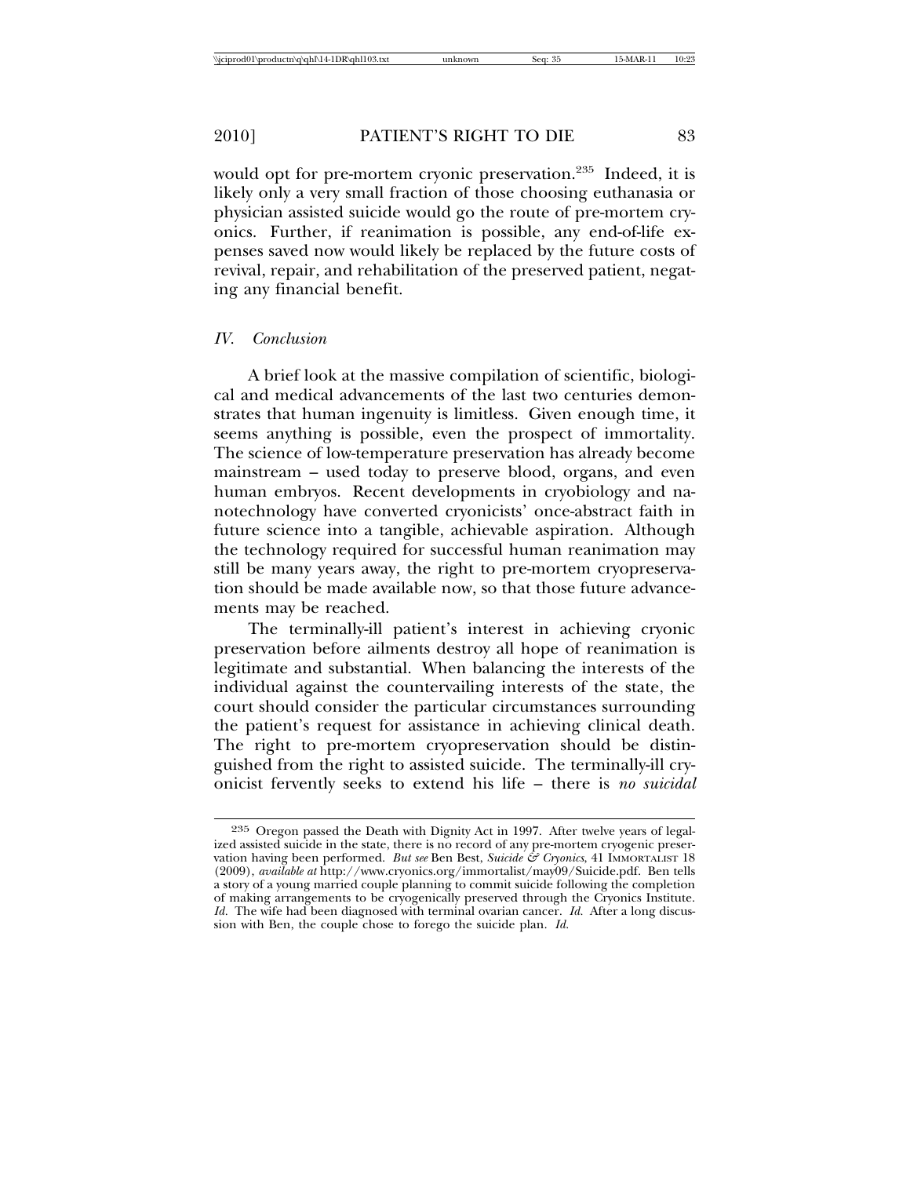would opt for pre-mortem cryonic preservation.[235] Indeed, it is likely only a very small fraction of those choosing euthanasia or physician assisted suicide would go the route of pre-mortem cryonics. Further, if reanimation is possible, any end-of-life expenses saved now would likely be replaced by the future costs of revival, repair, and rehabilitation of the preserved patient, negating any financial benefit.

### *IV. Conclusion*

A brief look at the massive compilation of scientific, biological and medical advancements of the last two centuries demonstrates that human ingenuity is limitless. Given enough time, it seems anything is possible, even the prospect of immortality. The science of low-temperature preservation has already become mainstream – used today to preserve blood, organs, and even human embryos. Recent developments in cryobiology and nanotechnology have converted cryonicists' once-abstract faith in future science into a tangible, achievable aspiration. Although the technology required for successful human reanimation may still be many years away, the right to pre-mortem cryopreservation should be made available now, so that those future advancements may be reached.

The terminally-ill patient's interest in achieving cryonic preservation before ailments destroy all hope of reanimation is legitimate and substantial. When balancing the interests of the individual against the countervailing interests of the state, the court should consider the particular circumstances surrounding the patient's request for assistance in achieving clinical death. The right to pre-mortem cryopreservation should be distinguished from the right to assisted suicide. The terminally-ill cryonicist fervently seeks to extend his life – there is *no suicidal*

---

[235] Oregon passed the Death with Dignity Act in 1997. After twelve years of legalized assisted suicide in the state, there is no record of any pre-mortem cryogenic preservation having been performed. *But see* Ben Best, *Suicide & Cryonics*, 41 IMMORTALIST 18 (2009), *available at* http://www.cryonics.org/immortalist/may09/Suicide.pdf. Ben tells a story of a young married couple planning to commit suicide following the completion of making arrangements to be cryogenically preserved through the Cryonics Institute. *Id.* The wife had been diagnosed with terminal ovarian cancer. *Id.* After a long discussion with Ben, the couple chose to forego the suicide plan. *Id.*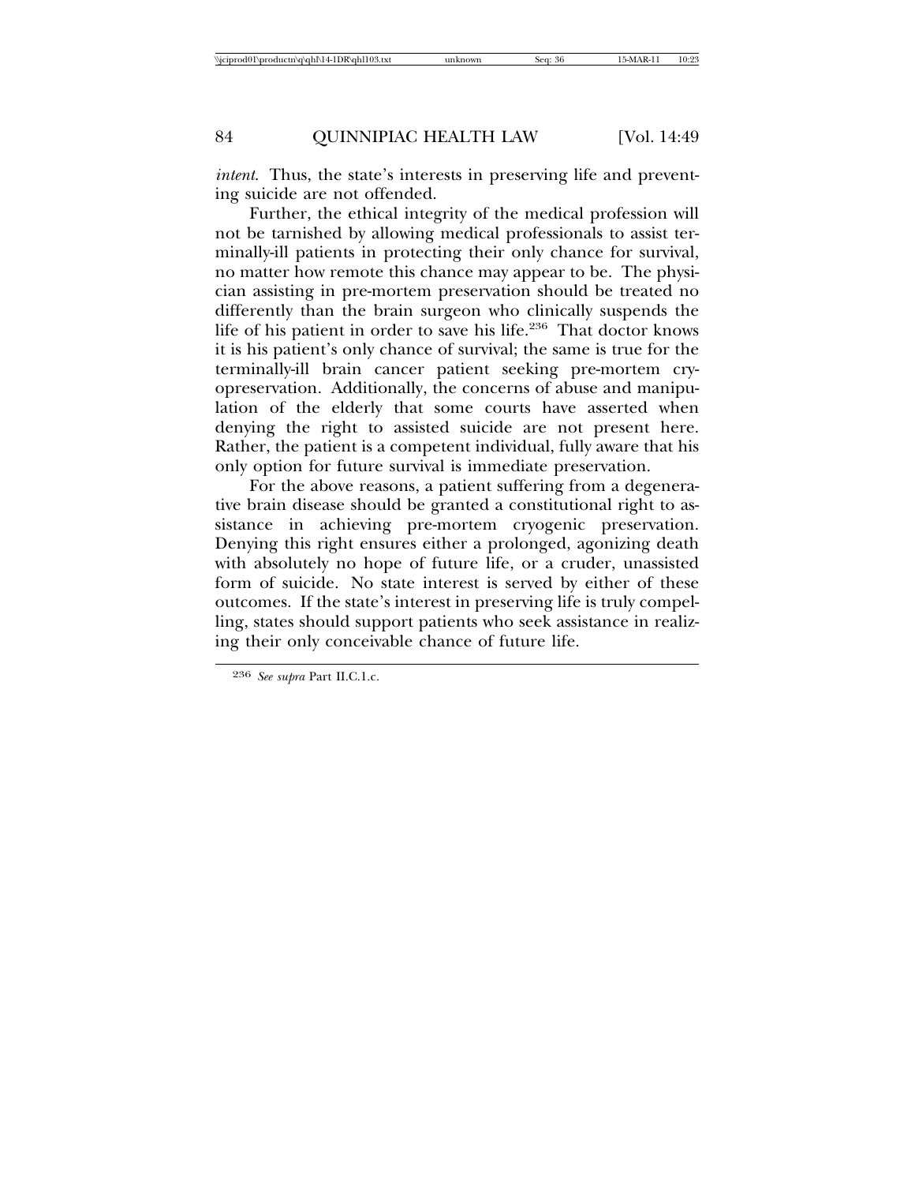*intent*. Thus, the state's interests in preserving life and preventing suicide are not offended.

Further, the ethical integrity of the medical profession will not be tarnished by allowing medical professionals to assist terminally-ill patients in protecting their only chance for survival, no matter how remote this chance may appear to be. The physician assisting in pre-mortem preservation should be treated no differently than the brain surgeon who clinically suspends the life of his patient in order to save his life.[236] That doctor knows it is his patient's only chance of survival; the same is true for the terminally-ill brain cancer patient seeking pre-mortem cryopreservation. Additionally, the concerns of abuse and manipulation of the elderly that some courts have asserted when denying the right to assisted suicide are not present here. Rather, the patient is a competent individual, fully aware that his only option for future survival is immediate preservation.

For the above reasons, a patient suffering from a degenerative brain disease should be granted a constitutional right to assistance in achieving pre-mortem cryogenic preservation. Denying this right ensures either a prolonged, agonizing death with absolutely no hope of future life, or a cruder, unassisted form of suicide. No state interest is served by either of these outcomes. If the state's interest in preserving life is truly compelling, states should support patients who seek assistance in realizing their only conceivable chance of future life.

---

[236] *See supra* Part II.C.1.c.